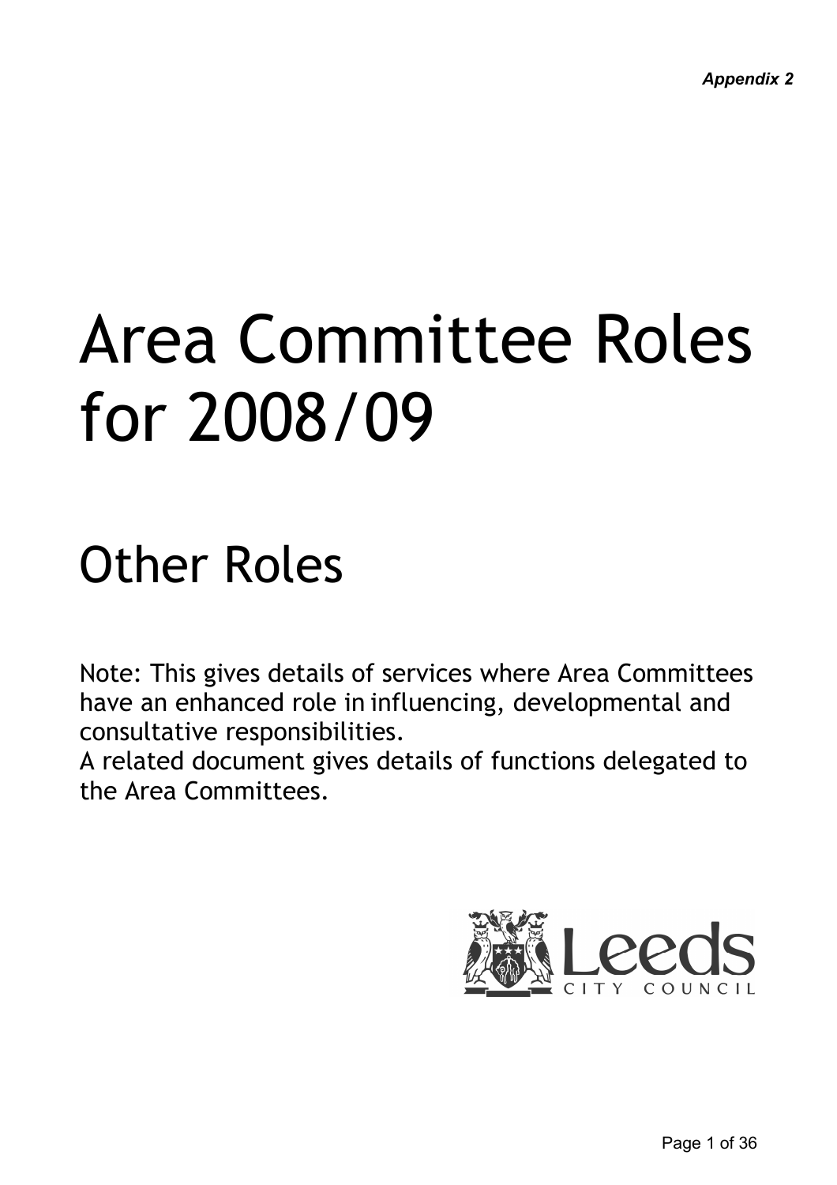*Appendix 2*

# Area Committee Roles for 2008/09

## Other Roles

Note: This gives details of services where Area Committees have an enhanced role in influencing, developmental and consultative responsibilities.
A related document gives details of functions delegated to the Area Committees.

Leeds CITY COUNCIL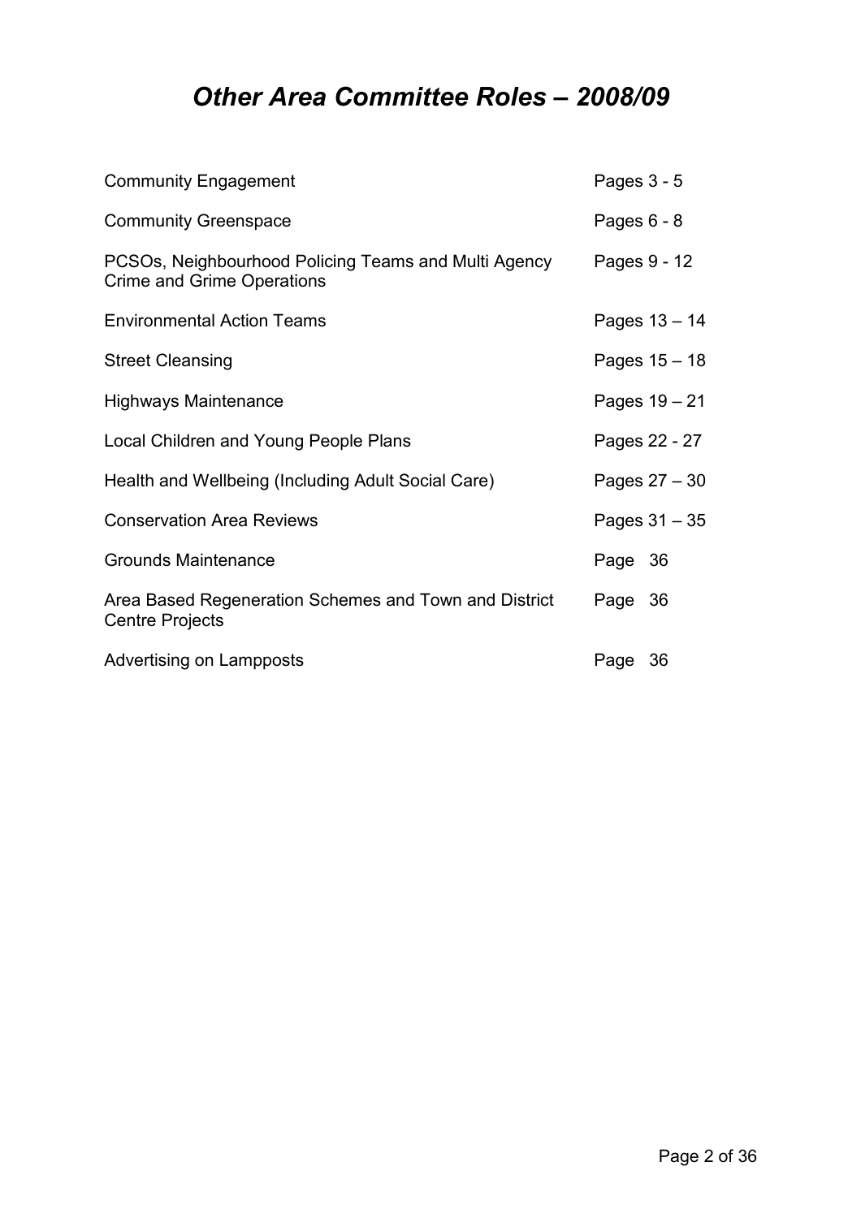# *Other Area Committee Roles – 2008/09*

| | |
|---|---|
| Community Engagement | Pages 3 - 5 |
| Community Greenspace | Pages 6 - 8 |
| PCSOs, Neighbourhood Policing Teams and Multi Agency Crime and Grime Operations | Pages 9 - 12 |
| Environmental Action Teams | Pages 13 – 14 |
| Street Cleansing | Pages 15 – 18 |
| Highways Maintenance | Pages 19 – 21 |
| Local Children and Young People Plans | Pages 22 - 27 |
| Health and Wellbeing (Including Adult Social Care) | Pages 27 – 30 |
| Conservation Area Reviews | Pages 31 – 35 |
| Grounds Maintenance | Page 36 |
| Area Based Regeneration Schemes and Town and District Centre Projects | Page 36 |
| Advertising on Lampposts | Page 36 |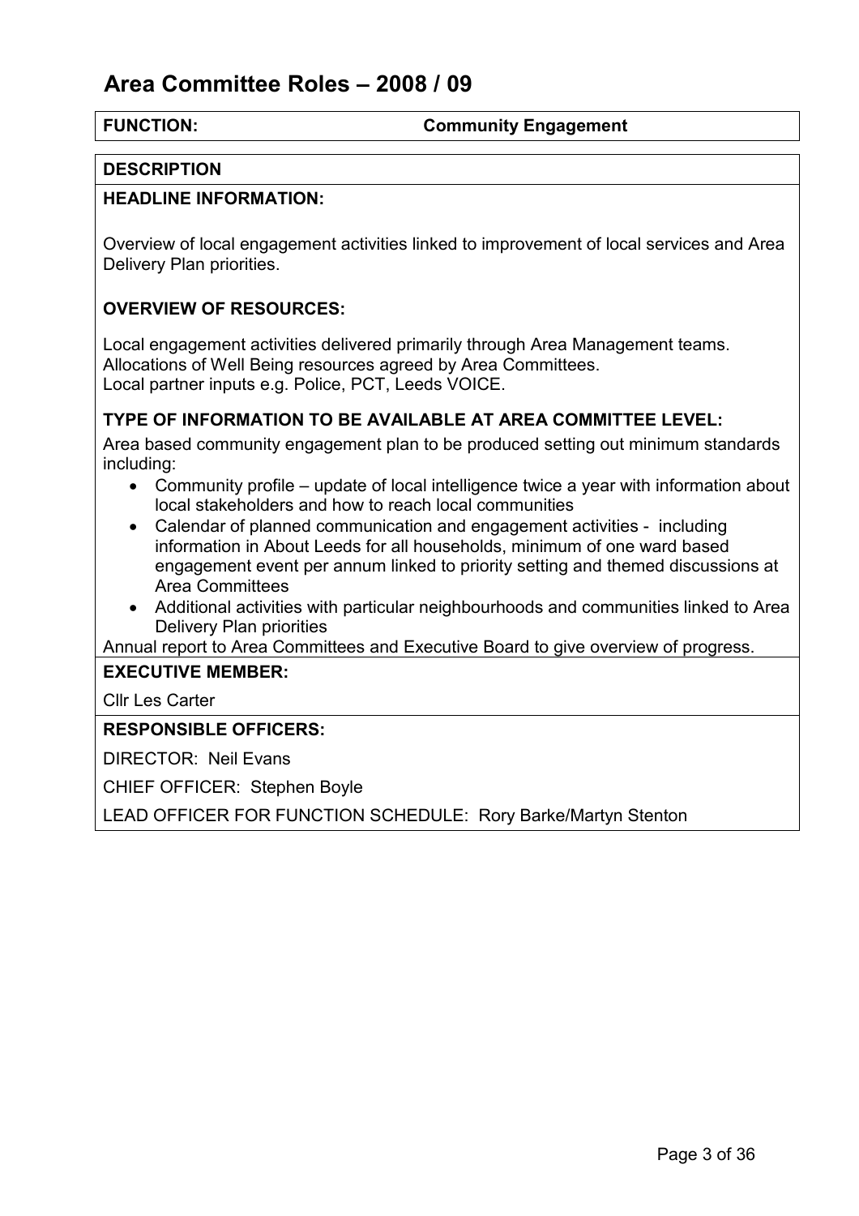# Area Committee Roles – 2008 / 09

**FUNCTION:** **Community Engagement**

**DESCRIPTION**

**HEADLINE INFORMATION:**

Overview of local engagement activities linked to improvement of local services and Area Delivery Plan priorities.

**OVERVIEW OF RESOURCES:**

Local engagement activities delivered primarily through Area Management teams.
Allocations of Well Being resources agreed by Area Committees.
Local partner inputs e.g. Police, PCT, Leeds VOICE.

**TYPE OF INFORMATION TO BE AVAILABLE AT AREA COMMITTEE LEVEL:**

Area based community engagement plan to be produced setting out minimum standards including:

- Community profile – update of local intelligence twice a year with information about local stakeholders and how to reach local communities
- Calendar of planned communication and engagement activities - including information in About Leeds for all households, minimum of one ward based engagement event per annum linked to priority setting and themed discussions at Area Committees
- Additional activities with particular neighbourhoods and communities linked to Area Delivery Plan priorities

Annual report to Area Committees and Executive Board to give overview of progress.

**EXECUTIVE MEMBER:**

Cllr Les Carter

**RESPONSIBLE OFFICERS:**

DIRECTOR: Neil Evans

CHIEF OFFICER: Stephen Boyle

LEAD OFFICER FOR FUNCTION SCHEDULE: Rory Barke/Martyn Stenton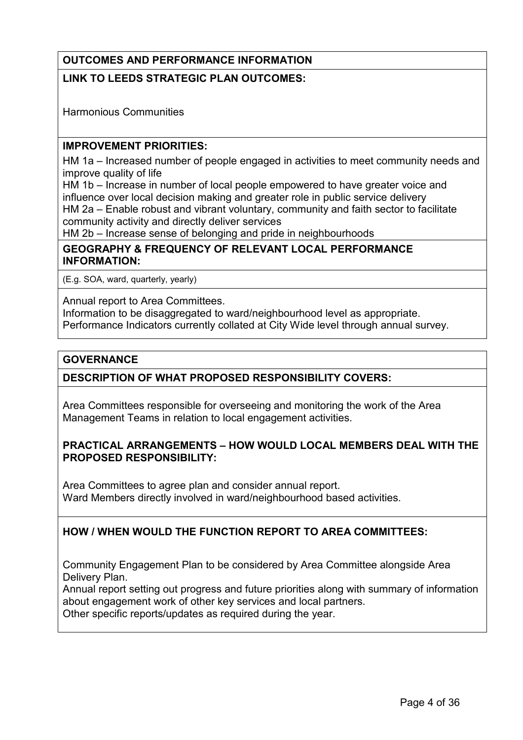## OUTCOMES AND PERFORMANCE INFORMATION

**LINK TO LEEDS STRATEGIC PLAN OUTCOMES:**

Harmonious Communities

**IMPROVEMENT PRIORITIES:**

HM 1a – Increased number of people engaged in activities to meet community needs and improve quality of life

HM 1b – Increase in number of local people empowered to have greater voice and influence over local decision making and greater role in public service delivery

HM 2a – Enable robust and vibrant voluntary, community and faith sector to facilitate community activity and directly deliver services

HM 2b – Increase sense of belonging and pride in neighbourhoods

**GEOGRAPHY & FREQUENCY OF RELEVANT LOCAL PERFORMANCE INFORMATION:**

(E.g. SOA, ward, quarterly, yearly)

Annual report to Area Committees.

Information to be disaggregated to ward/neighbourhood level as appropriate.

Performance Indicators currently collated at City Wide level through annual survey.

## GOVERNANCE

**DESCRIPTION OF WHAT PROPOSED RESPONSIBILITY COVERS:**

Area Committees responsible for overseeing and monitoring the work of the Area Management Teams in relation to local engagement activities.

**PRACTICAL ARRANGEMENTS – HOW WOULD LOCAL MEMBERS DEAL WITH THE PROPOSED RESPONSIBILITY:**

Area Committees to agree plan and consider annual report.

Ward Members directly involved in ward/neighbourhood based activities.

**HOW / WHEN WOULD THE FUNCTION REPORT TO AREA COMMITTEES:**

Community Engagement Plan to be considered by Area Committee alongside Area Delivery Plan.

Annual report setting out progress and future priorities along with summary of information about engagement work of other key services and local partners.

Other specific reports/updates as required during the year.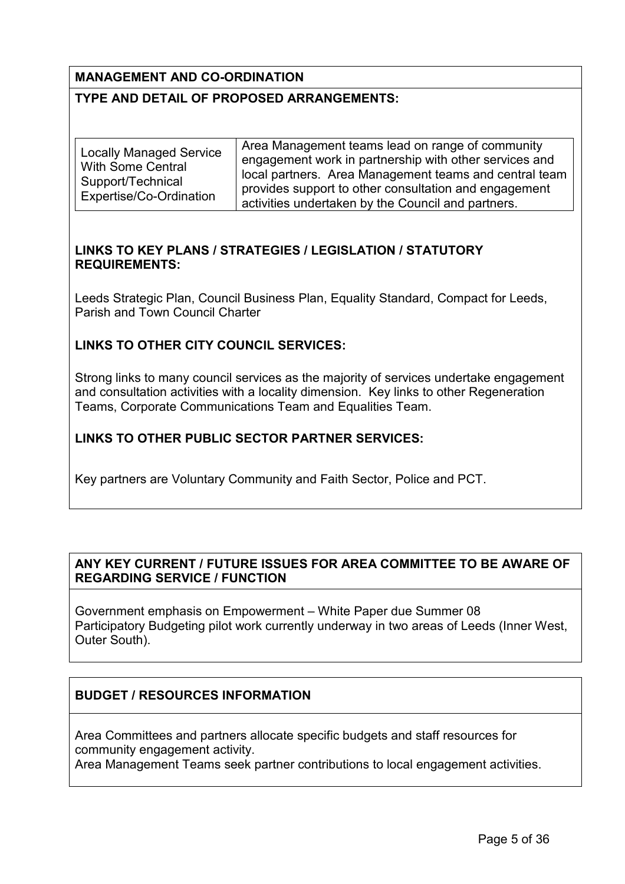**MANAGEMENT AND CO-ORDINATION**

**TYPE AND DETAIL OF PROPOSED ARRANGEMENTS:**

| Locally Managed Service With Some Central Support/Technical Expertise/Co-Ordination | Area Management teams lead on range of community engagement work in partnership with other services and local partners. Area Management teams and central team provides support to other consultation and engagement activities undertaken by the Council and partners. |
|---|---|

**LINKS TO KEY PLANS / STRATEGIES / LEGISLATION / STATUTORY REQUIREMENTS:**

Leeds Strategic Plan, Council Business Plan, Equality Standard, Compact for Leeds, Parish and Town Council Charter

**LINKS TO OTHER CITY COUNCIL SERVICES:**

Strong links to many council services as the majority of services undertake engagement and consultation activities with a locality dimension. Key links to other Regeneration Teams, Corporate Communications Team and Equalities Team.

**LINKS TO OTHER PUBLIC SECTOR PARTNER SERVICES:**

Key partners are Voluntary Community and Faith Sector, Police and PCT.

**ANY KEY CURRENT / FUTURE ISSUES FOR AREA COMMITTEE TO BE AWARE OF REGARDING SERVICE / FUNCTION**

Government emphasis on Empowerment – White Paper due Summer 08
Participatory Budgeting pilot work currently underway in two areas of Leeds (Inner West, Outer South).

**BUDGET / RESOURCES INFORMATION**

Area Committees and partners allocate specific budgets and staff resources for community engagement activity.
Area Management Teams seek partner contributions to local engagement activities.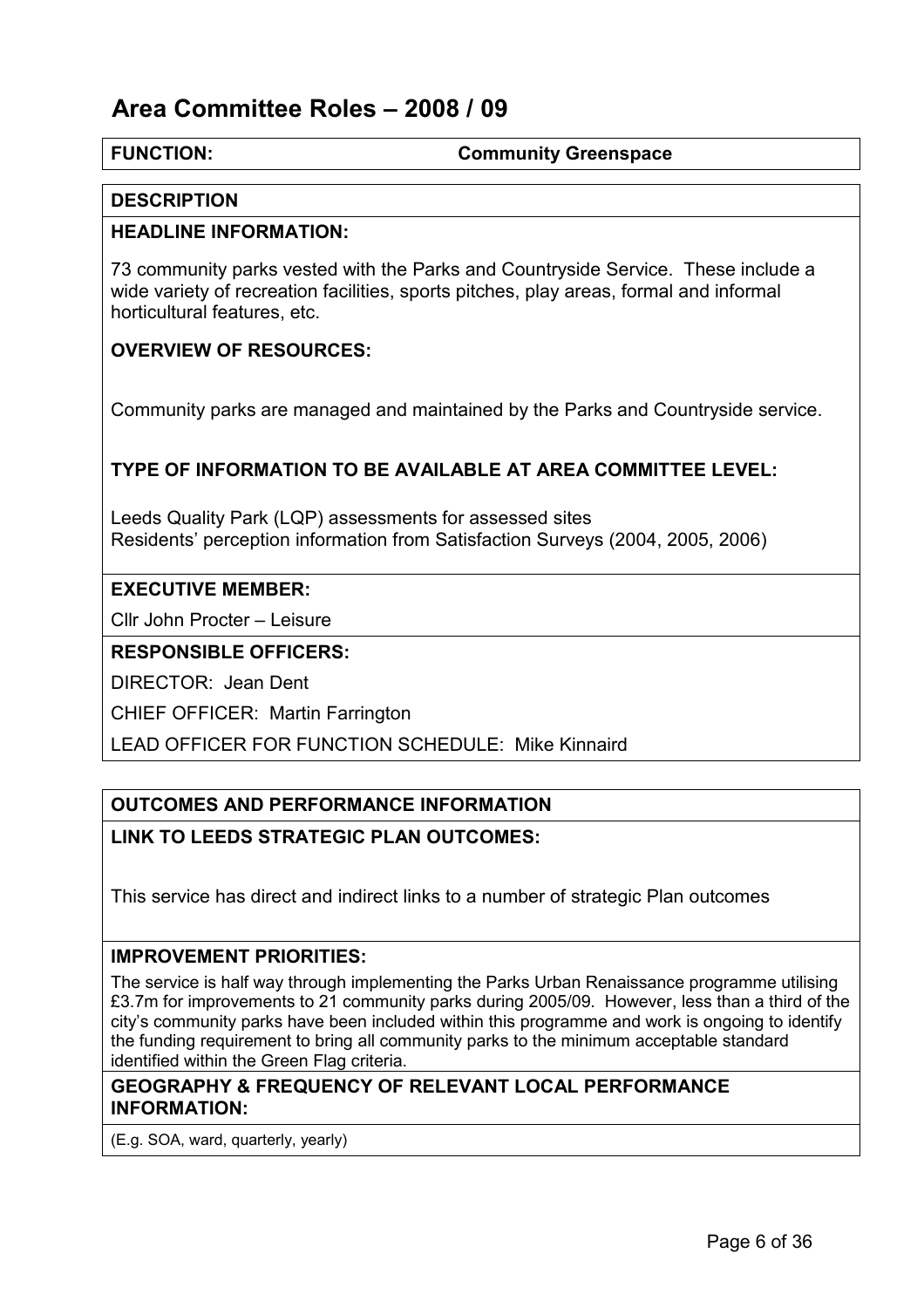# Area Committee Roles – 2008 / 09

**FUNCTION:** **Community Greenspace**

## DESCRIPTION

### HEADLINE INFORMATION:

73 community parks vested with the Parks and Countryside Service. These include a wide variety of recreation facilities, sports pitches, play areas, formal and informal horticultural features, etc.

### OVERVIEW OF RESOURCES:

Community parks are managed and maintained by the Parks and Countryside service.

### TYPE OF INFORMATION TO BE AVAILABLE AT AREA COMMITTEE LEVEL:

Leeds Quality Park (LQP) assessments for assessed sites
Residents' perception information from Satisfaction Surveys (2004, 2005, 2006)

### EXECUTIVE MEMBER:

Cllr John Procter – Leisure

### RESPONSIBLE OFFICERS:

DIRECTOR: Jean Dent

CHIEF OFFICER: Martin Farrington

LEAD OFFICER FOR FUNCTION SCHEDULE: Mike Kinnaird

## OUTCOMES AND PERFORMANCE INFORMATION

### LINK TO LEEDS STRATEGIC PLAN OUTCOMES:

This service has direct and indirect links to a number of strategic Plan outcomes

### IMPROVEMENT PRIORITIES:

The service is half way through implementing the Parks Urban Renaissance programme utilising £3.7m for improvements to 21 community parks during 2005/09. However, less than a third of the city's community parks have been included within this programme and work is ongoing to identify the funding requirement to bring all community parks to the minimum acceptable standard identified within the Green Flag criteria.

### GEOGRAPHY & FREQUENCY OF RELEVANT LOCAL PERFORMANCE INFORMATION:

(E.g. SOA, ward, quarterly, yearly)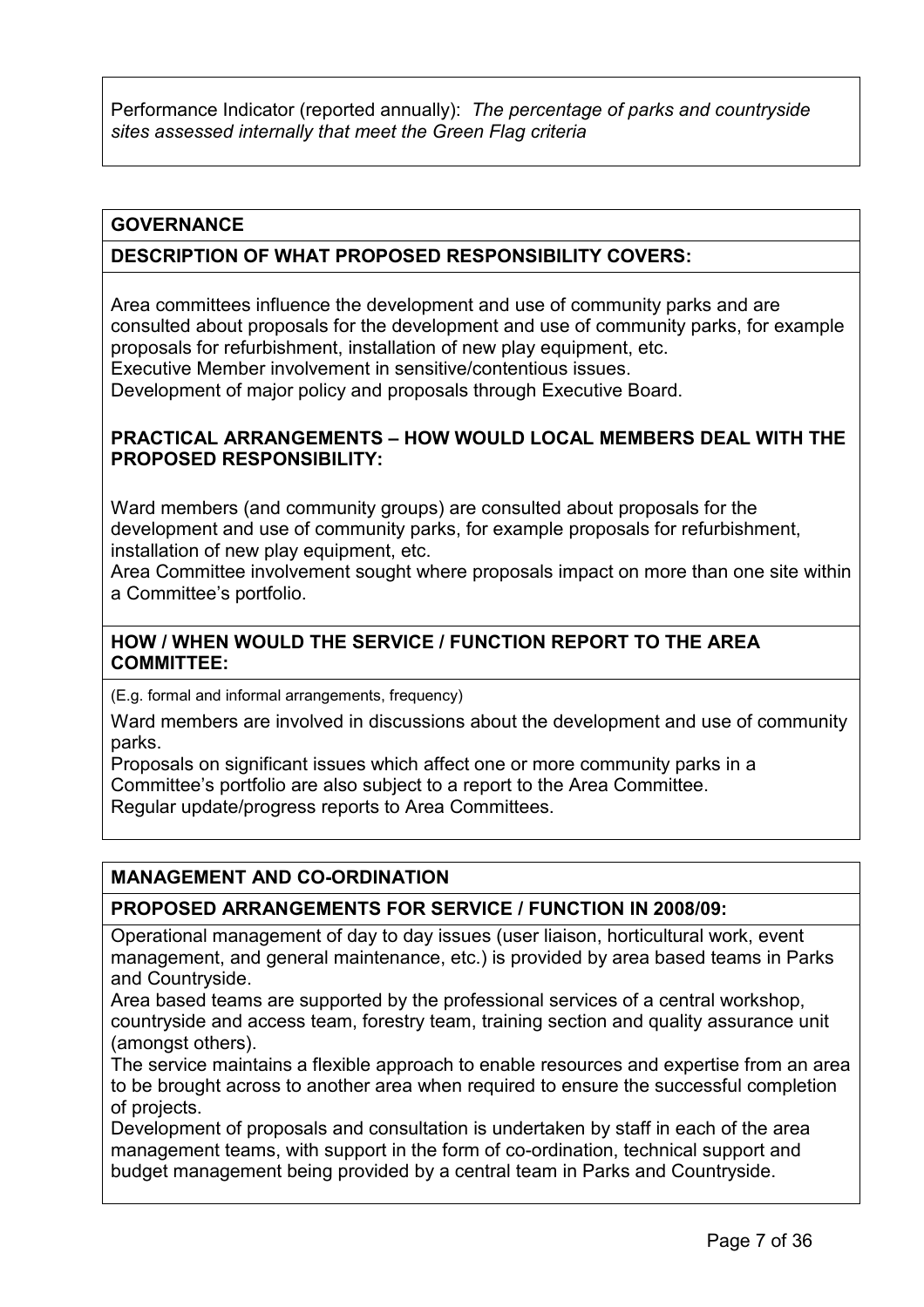Performance Indicator (reported annually): *The percentage of parks and countryside sites assessed internally that meet the Green Flag criteria*

## GOVERNANCE

### DESCRIPTION OF WHAT PROPOSED RESPONSIBILITY COVERS:

Area committees influence the development and use of community parks and are consulted about proposals for the development and use of community parks, for example proposals for refurbishment, installation of new play equipment, etc.
Executive Member involvement in sensitive/contentious issues.
Development of major policy and proposals through Executive Board.

### PRACTICAL ARRANGEMENTS – HOW WOULD LOCAL MEMBERS DEAL WITH THE PROPOSED RESPONSIBILITY:

Ward members (and community groups) are consulted about proposals for the development and use of community parks, for example proposals for refurbishment, installation of new play equipment, etc.
Area Committee involvement sought where proposals impact on more than one site within a Committee's portfolio.

### HOW / WHEN WOULD THE SERVICE / FUNCTION REPORT TO THE AREA COMMITTEE:

(E.g. formal and informal arrangements, frequency)

Ward members are involved in discussions about the development and use of community parks.
Proposals on significant issues which affect one or more community parks in a Committee's portfolio are also subject to a report to the Area Committee.
Regular update/progress reports to Area Committees.

## MANAGEMENT AND CO-ORDINATION

### PROPOSED ARRANGEMENTS FOR SERVICE / FUNCTION IN 2008/09:

Operational management of day to day issues (user liaison, horticultural work, event management, and general maintenance, etc.) is provided by area based teams in Parks and Countryside.
Area based teams are supported by the professional services of a central workshop, countryside and access team, forestry team, training section and quality assurance unit (amongst others).
The service maintains a flexible approach to enable resources and expertise from an area to be brought across to another area when required to ensure the successful completion of projects.
Development of proposals and consultation is undertaken by staff in each of the area management teams, with support in the form of co-ordination, technical support and budget management being provided by a central team in Parks and Countryside.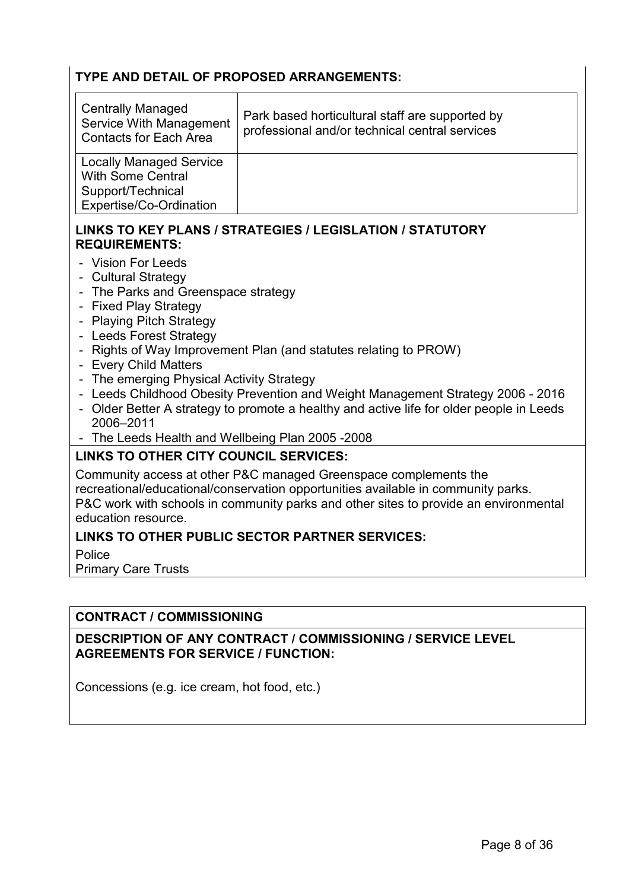**TYPE AND DETAIL OF PROPOSED ARRANGEMENTS:**

| | |
|---|---|
| Centrally Managed Service With Management Contacts for Each Area | Park based horticultural staff are supported by professional and/or technical central services |
| Locally Managed Service With Some Central Support/Technical Expertise/Co-Ordination | |

**LINKS TO KEY PLANS / STRATEGIES / LEGISLATION / STATUTORY REQUIREMENTS:**

- Vision For Leeds
- Cultural Strategy
- The Parks and Greenspace strategy
- Fixed Play Strategy
- Playing Pitch Strategy
- Leeds Forest Strategy
- Rights of Way Improvement Plan (and statutes relating to PROW)
- Every Child Matters
- The emerging Physical Activity Strategy
- Leeds Childhood Obesity Prevention and Weight Management Strategy 2006 - 2016
- Older Better A strategy to promote a healthy and active life for older people in Leeds 2006–2011
- The Leeds Health and Wellbeing Plan 2005 -2008

**LINKS TO OTHER CITY COUNCIL SERVICES:**

Community access at other P&C managed Greenspace complements the recreational/educational/conservation opportunities available in community parks. P&C work with schools in community parks and other sites to provide an environmental education resource.

**LINKS TO OTHER PUBLIC SECTOR PARTNER SERVICES:**

Police
Primary Care Trusts

**CONTRACT / COMMISSIONING**

**DESCRIPTION OF ANY CONTRACT / COMMISSIONING / SERVICE LEVEL AGREEMENTS FOR SERVICE / FUNCTION:**

Concessions (e.g. ice cream, hot food, etc.)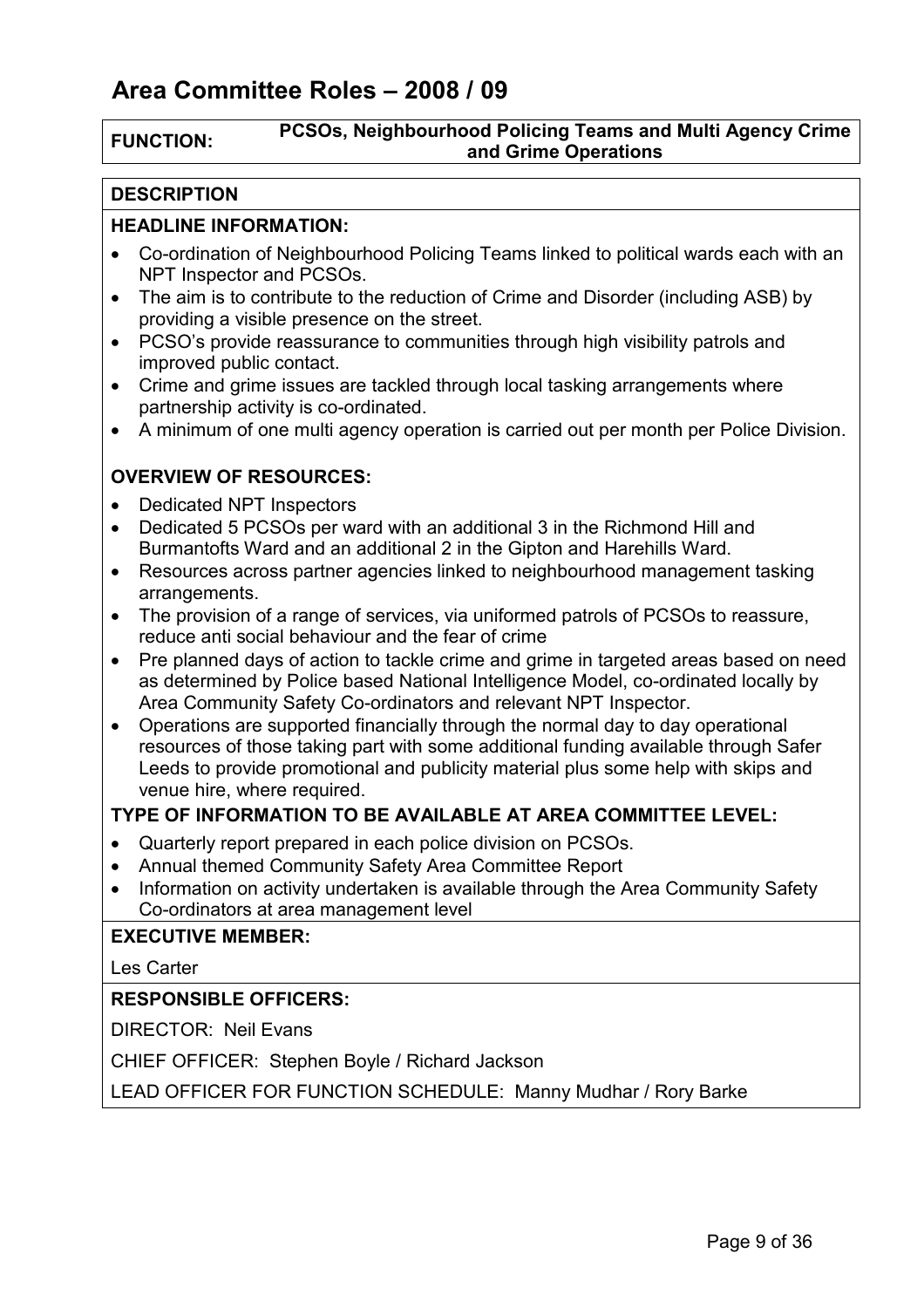# Area Committee Roles – 2008 / 09

**FUNCTION:** **PCSOs, Neighbourhood Policing Teams and Multi Agency Crime and Grime Operations**

## DESCRIPTION

### HEADLINE INFORMATION:

- Co-ordination of Neighbourhood Policing Teams linked to political wards each with an NPT Inspector and PCSOs.
- The aim is to contribute to the reduction of Crime and Disorder (including ASB) by providing a visible presence on the street.
- PCSO's provide reassurance to communities through high visibility patrols and improved public contact.
- Crime and grime issues are tackled through local tasking arrangements where partnership activity is co-ordinated.
- A minimum of one multi agency operation is carried out per month per Police Division.

### OVERVIEW OF RESOURCES:

- Dedicated NPT Inspectors
- Dedicated 5 PCSOs per ward with an additional 3 in the Richmond Hill and Burmantofts Ward and an additional 2 in the Gipton and Harehills Ward.
- Resources across partner agencies linked to neighbourhood management tasking arrangements.
- The provision of a range of services, via uniformed patrols of PCSOs to reassure, reduce anti social behaviour and the fear of crime
- Pre planned days of action to tackle crime and grime in targeted areas based on need as determined by Police based National Intelligence Model, co-ordinated locally by Area Community Safety Co-ordinators and relevant NPT Inspector.
- Operations are supported financially through the normal day to day operational resources of those taking part with some additional funding available through Safer Leeds to provide promotional and publicity material plus some help with skips and venue hire, where required.

### TYPE OF INFORMATION TO BE AVAILABLE AT AREA COMMITTEE LEVEL:

- Quarterly report prepared in each police division on PCSOs.
- Annual themed Community Safety Area Committee Report
- Information on activity undertaken is available through the Area Community Safety Co-ordinators at area management level

### EXECUTIVE MEMBER:

Les Carter

### RESPONSIBLE OFFICERS:

DIRECTOR: Neil Evans

CHIEF OFFICER: Stephen Boyle / Richard Jackson

LEAD OFFICER FOR FUNCTION SCHEDULE: Manny Mudhar / Rory Barke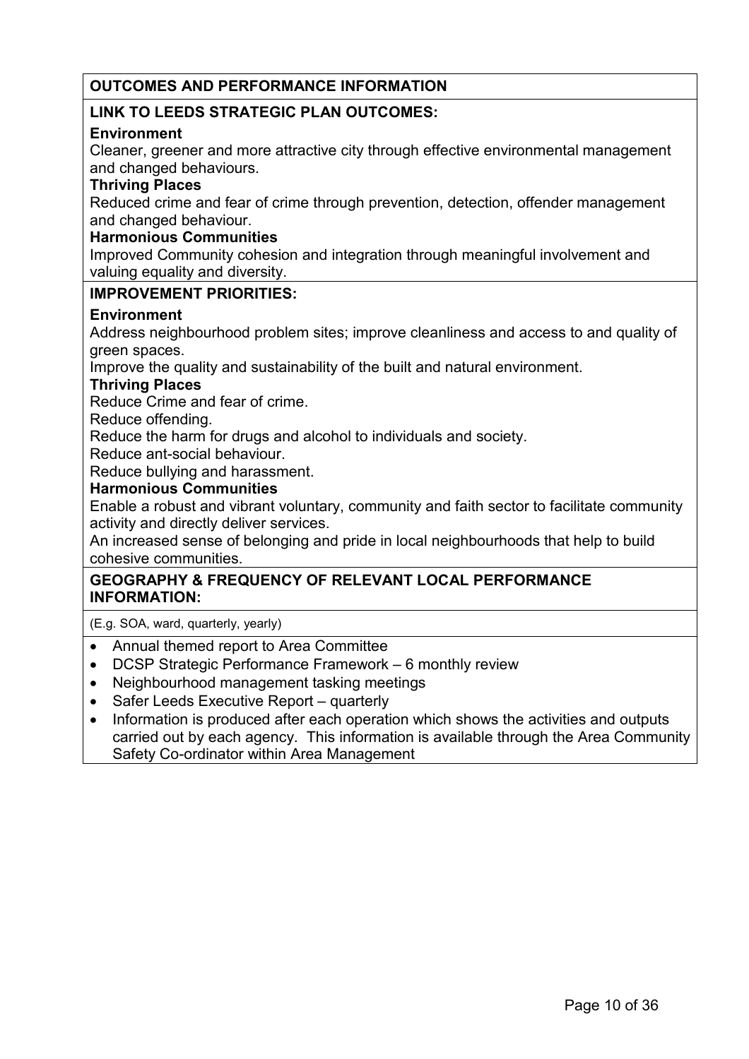**OUTCOMES AND PERFORMANCE INFORMATION**

**LINK TO LEEDS STRATEGIC PLAN OUTCOMES:**

**Environment**

Cleaner, greener and more attractive city through effective environmental management and changed behaviours.

**Thriving Places**

Reduced crime and fear of crime through prevention, detection, offender management and changed behaviour.

**Harmonious Communities**

Improved Community cohesion and integration through meaningful involvement and valuing equality and diversity.

**IMPROVEMENT PRIORITIES:**

**Environment**

Address neighbourhood problem sites; improve cleanliness and access to and quality of green spaces.

Improve the quality and sustainability of the built and natural environment.

**Thriving Places**

Reduce Crime and fear of crime.

Reduce offending.

Reduce the harm for drugs and alcohol to individuals and society.

Reduce ant-social behaviour.

Reduce bullying and harassment.

**Harmonious Communities**

Enable a robust and vibrant voluntary, community and faith sector to facilitate community activity and directly deliver services.

An increased sense of belonging and pride in local neighbourhoods that help to build cohesive communities.

**GEOGRAPHY & FREQUENCY OF RELEVANT LOCAL PERFORMANCE INFORMATION:**

(E.g. SOA, ward, quarterly, yearly)

- Annual themed report to Area Committee
- DCSP Strategic Performance Framework – 6 monthly review
- Neighbourhood management tasking meetings
- Safer Leeds Executive Report – quarterly
- Information is produced after each operation which shows the activities and outputs carried out by each agency. This information is available through the Area Community Safety Co-ordinator within Area Management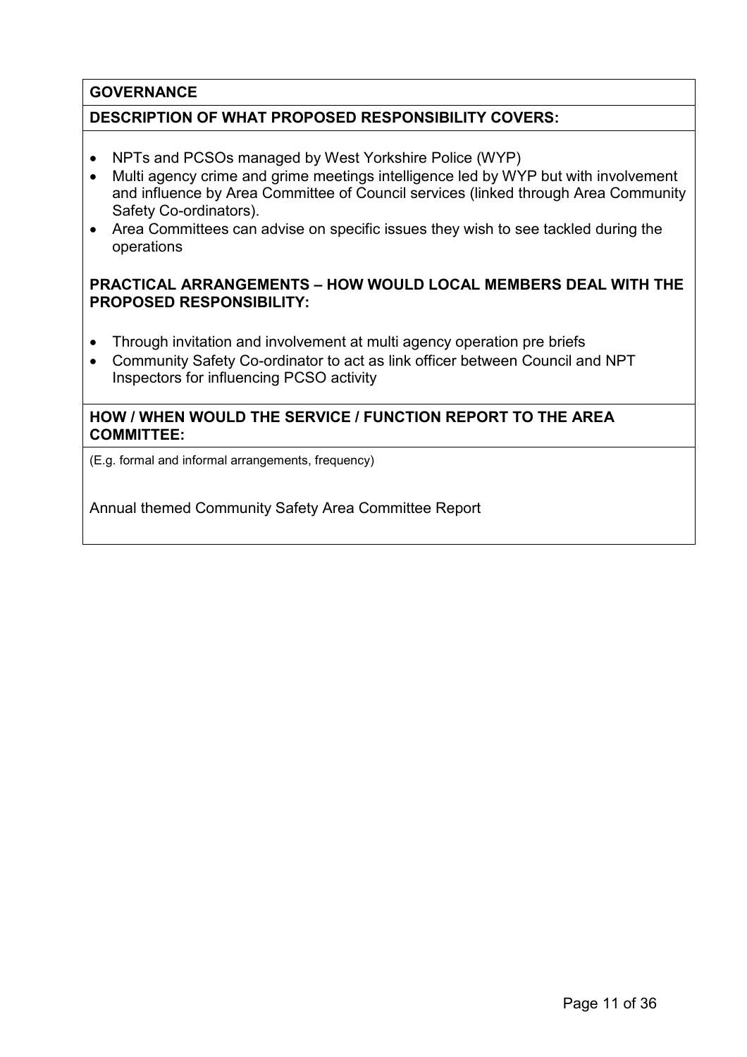**GOVERNANCE**

**DESCRIPTION OF WHAT PROPOSED RESPONSIBILITY COVERS:**

- NPTs and PCSOs managed by West Yorkshire Police (WYP)
- Multi agency crime and grime meetings intelligence led by WYP but with involvement and influence by Area Committee of Council services (linked through Area Community Safety Co-ordinators).
- Area Committees can advise on specific issues they wish to see tackled during the operations

**PRACTICAL ARRANGEMENTS – HOW WOULD LOCAL MEMBERS DEAL WITH THE PROPOSED RESPONSIBILITY:**

- Through invitation and involvement at multi agency operation pre briefs
- Community Safety Co-ordinator to act as link officer between Council and NPT Inspectors for influencing PCSO activity

**HOW / WHEN WOULD THE SERVICE / FUNCTION REPORT TO THE AREA COMMITTEE:**

(E.g. formal and informal arrangements, frequency)

Annual themed Community Safety Area Committee Report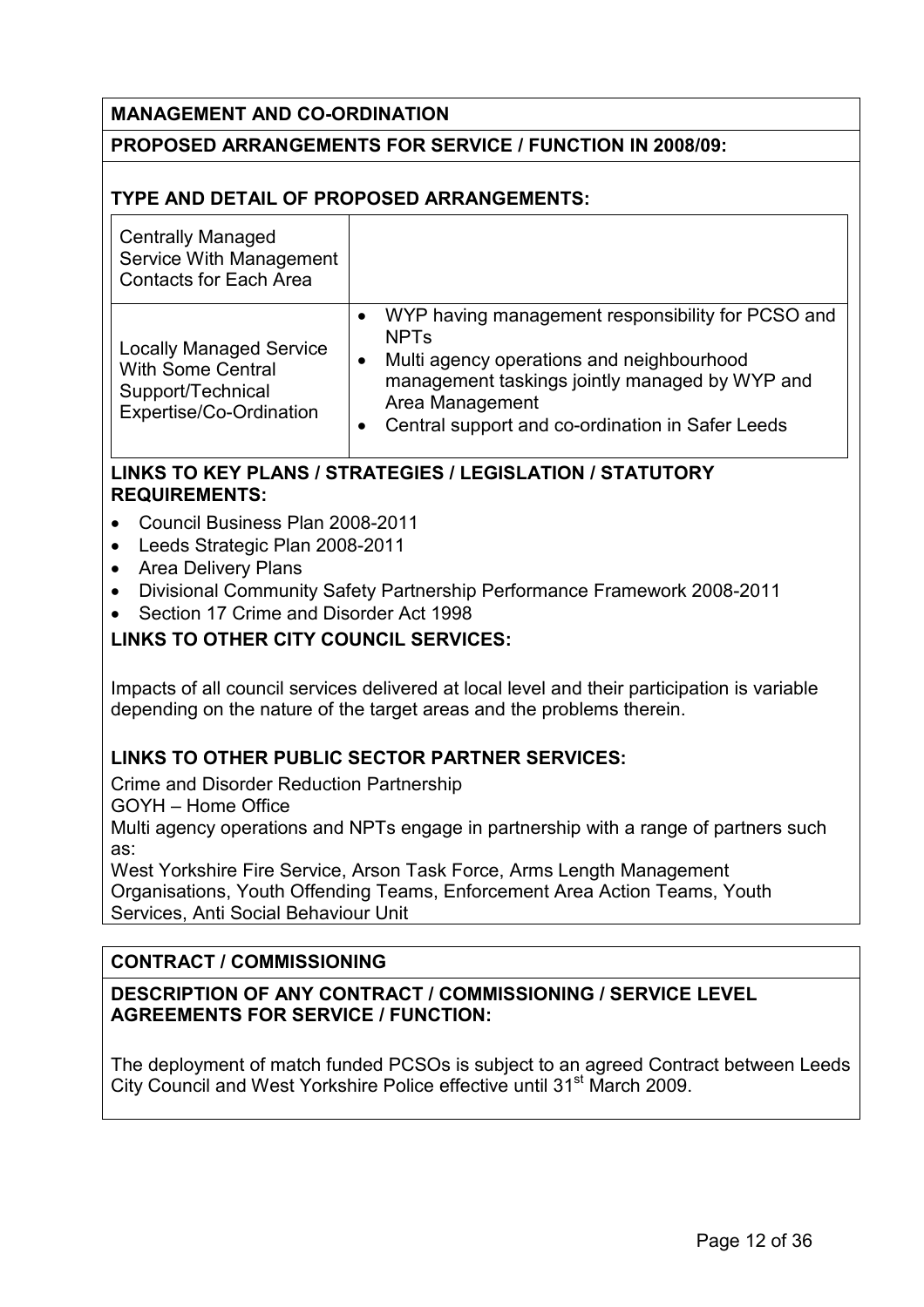**MANAGEMENT AND CO-ORDINATION**

**PROPOSED ARRANGEMENTS FOR SERVICE / FUNCTION IN 2008/09:**

**TYPE AND DETAIL OF PROPOSED ARRANGEMENTS:**

| | |
|---|---|
| Centrally Managed Service With Management Contacts for Each Area | |
| Locally Managed Service With Some Central Support/Technical Expertise/Co-Ordination | • WYP having management responsibility for PCSO and NPTs<br>• Multi agency operations and neighbourhood management taskings jointly managed by WYP and Area Management<br>• Central support and co-ordination in Safer Leeds |

**LINKS TO KEY PLANS / STRATEGIES / LEGISLATION / STATUTORY REQUIREMENTS:**

- Council Business Plan 2008-2011
- Leeds Strategic Plan 2008-2011
- Area Delivery Plans
- Divisional Community Safety Partnership Performance Framework 2008-2011
- Section 17 Crime and Disorder Act 1998

**LINKS TO OTHER CITY COUNCIL SERVICES:**

Impacts of all council services delivered at local level and their participation is variable depending on the nature of the target areas and the problems therein.

**LINKS TO OTHER PUBLIC SECTOR PARTNER SERVICES:**

Crime and Disorder Reduction Partnership
GOYH – Home Office
Multi agency operations and NPTs engage in partnership with a range of partners such as:
West Yorkshire Fire Service, Arson Task Force, Arms Length Management Organisations, Youth Offending Teams, Enforcement Area Action Teams, Youth Services, Anti Social Behaviour Unit

**CONTRACT / COMMISSIONING**

**DESCRIPTION OF ANY CONTRACT / COMMISSIONING / SERVICE LEVEL AGREEMENTS FOR SERVICE / FUNCTION:**

The deployment of match funded PCSOs is subject to an agreed Contract between Leeds City Council and West Yorkshire Police effective until 31st March 2009.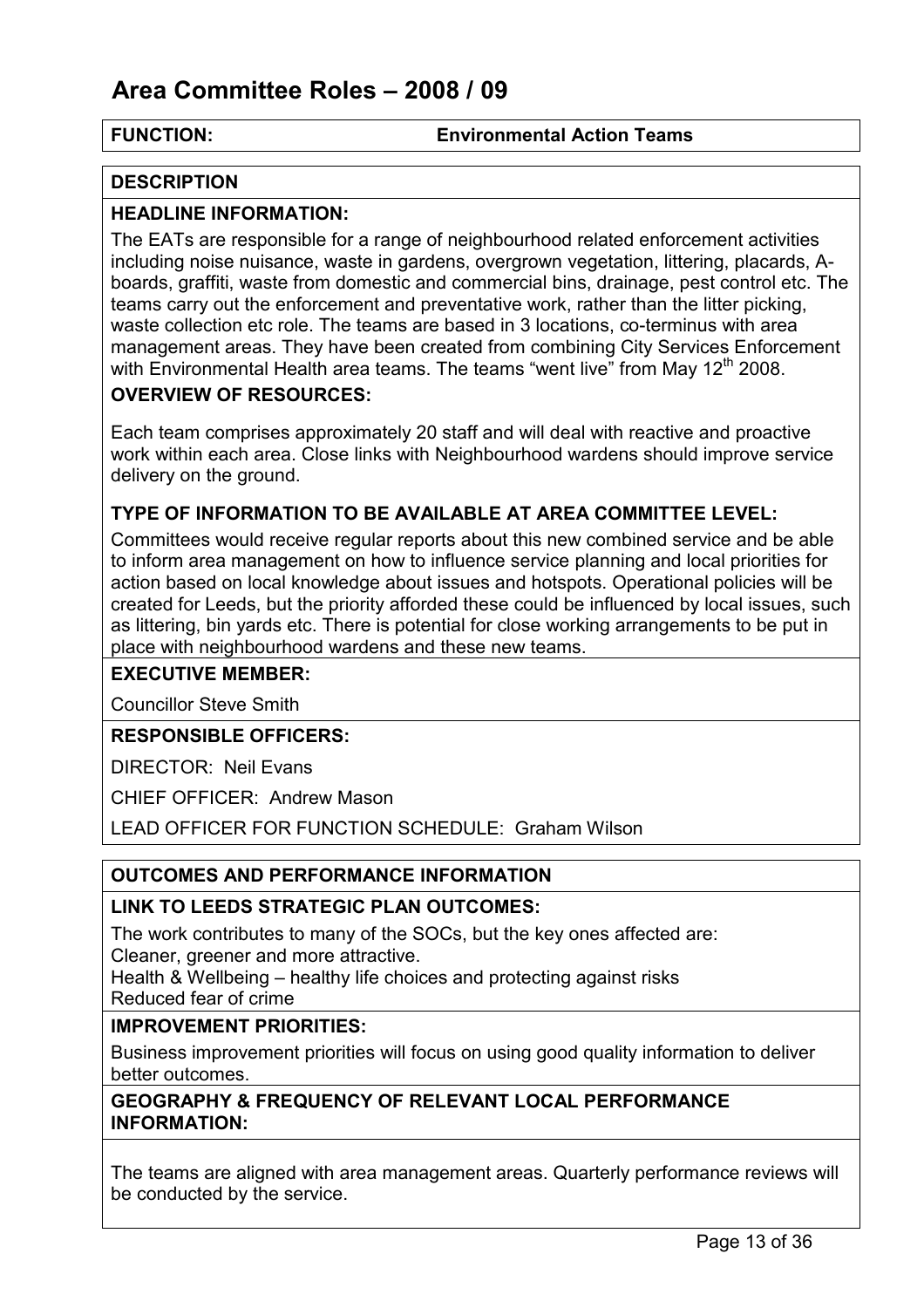# Area Committee Roles – 2008 / 09

**FUNCTION:** **Environmental Action Teams**

## DESCRIPTION

### HEADLINE INFORMATION:

The EATs are responsible for a range of neighbourhood related enforcement activities including noise nuisance, waste in gardens, overgrown vegetation, littering, placards, A-boards, graffiti, waste from domestic and commercial bins, drainage, pest control etc. The teams carry out the enforcement and preventative work, rather than the litter picking, waste collection etc role. The teams are based in 3 locations, co-terminus with area management areas. They have been created from combining City Services Enforcement with Environmental Health area teams. The teams "went live" from May 12th 2008.

### OVERVIEW OF RESOURCES:

Each team comprises approximately 20 staff and will deal with reactive and proactive work within each area. Close links with Neighbourhood wardens should improve service delivery on the ground.

### TYPE OF INFORMATION TO BE AVAILABLE AT AREA COMMITTEE LEVEL:

Committees would receive regular reports about this new combined service and be able to inform area management on how to influence service planning and local priorities for action based on local knowledge about issues and hotspots. Operational policies will be created for Leeds, but the priority afforded these could be influenced by local issues, such as littering, bin yards etc. There is potential for close working arrangements to be put in place with neighbourhood wardens and these new teams.

### EXECUTIVE MEMBER:

Councillor Steve Smith

### RESPONSIBLE OFFICERS:

DIRECTOR: Neil Evans

CHIEF OFFICER: Andrew Mason

LEAD OFFICER FOR FUNCTION SCHEDULE: Graham Wilson

## OUTCOMES AND PERFORMANCE INFORMATION

### LINK TO LEEDS STRATEGIC PLAN OUTCOMES:

The work contributes to many of the SOCs, but the key ones affected are:
Cleaner, greener and more attractive.
Health & Wellbeing – healthy life choices and protecting against risks
Reduced fear of crime

### IMPROVEMENT PRIORITIES:

Business improvement priorities will focus on using good quality information to deliver better outcomes.

### GEOGRAPHY & FREQUENCY OF RELEVANT LOCAL PERFORMANCE INFORMATION:

The teams are aligned with area management areas. Quarterly performance reviews will be conducted by the service.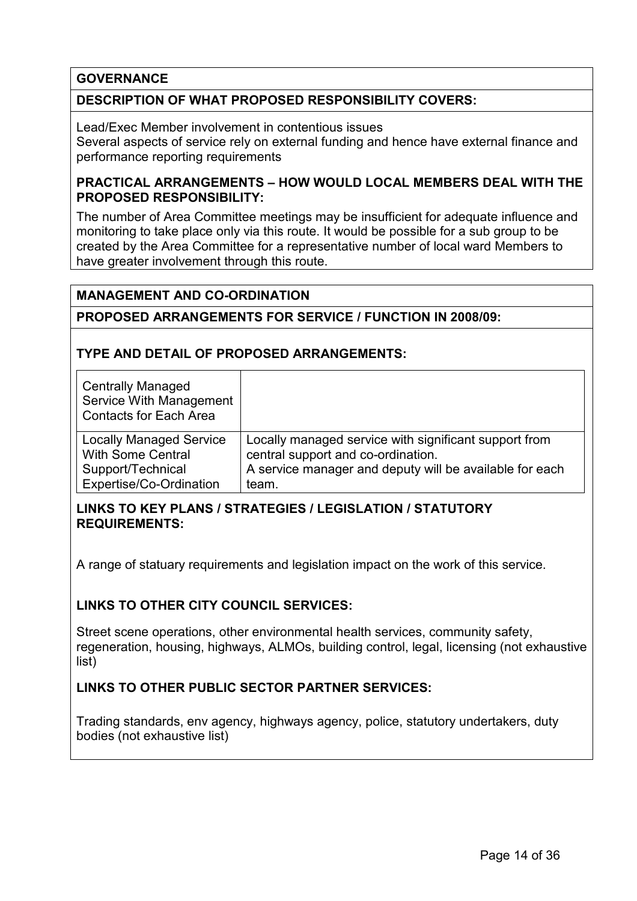**GOVERNANCE**

**DESCRIPTION OF WHAT PROPOSED RESPONSIBILITY COVERS:**

Lead/Exec Member involvement in contentious issues
Several aspects of service rely on external funding and hence have external finance and performance reporting requirements

**PRACTICAL ARRANGEMENTS – HOW WOULD LOCAL MEMBERS DEAL WITH THE PROPOSED RESPONSIBILITY:**

The number of Area Committee meetings may be insufficient for adequate influence and monitoring to take place only via this route. It would be possible for a sub group to be created by the Area Committee for a representative number of local ward Members to have greater involvement through this route.

**MANAGEMENT AND CO-ORDINATION**

**PROPOSED ARRANGEMENTS FOR SERVICE / FUNCTION IN 2008/09:**

**TYPE AND DETAIL OF PROPOSED ARRANGEMENTS:**

| | |
|---|---|
| Centrally Managed Service With Management Contacts for Each Area | |
| Locally Managed Service With Some Central Support/Technical Expertise/Co-Ordination | Locally managed service with significant support from central support and co-ordination.<br>A service manager and deputy will be available for each team. |

**LINKS TO KEY PLANS / STRATEGIES / LEGISLATION / STATUTORY REQUIREMENTS:**

A range of statuary requirements and legislation impact on the work of this service.

**LINKS TO OTHER CITY COUNCIL SERVICES:**

Street scene operations, other environmental health services, community safety, regeneration, housing, highways, ALMOs, building control, legal, licensing (not exhaustive list)

**LINKS TO OTHER PUBLIC SECTOR PARTNER SERVICES:**

Trading standards, env agency, highways agency, police, statutory undertakers, duty bodies (not exhaustive list)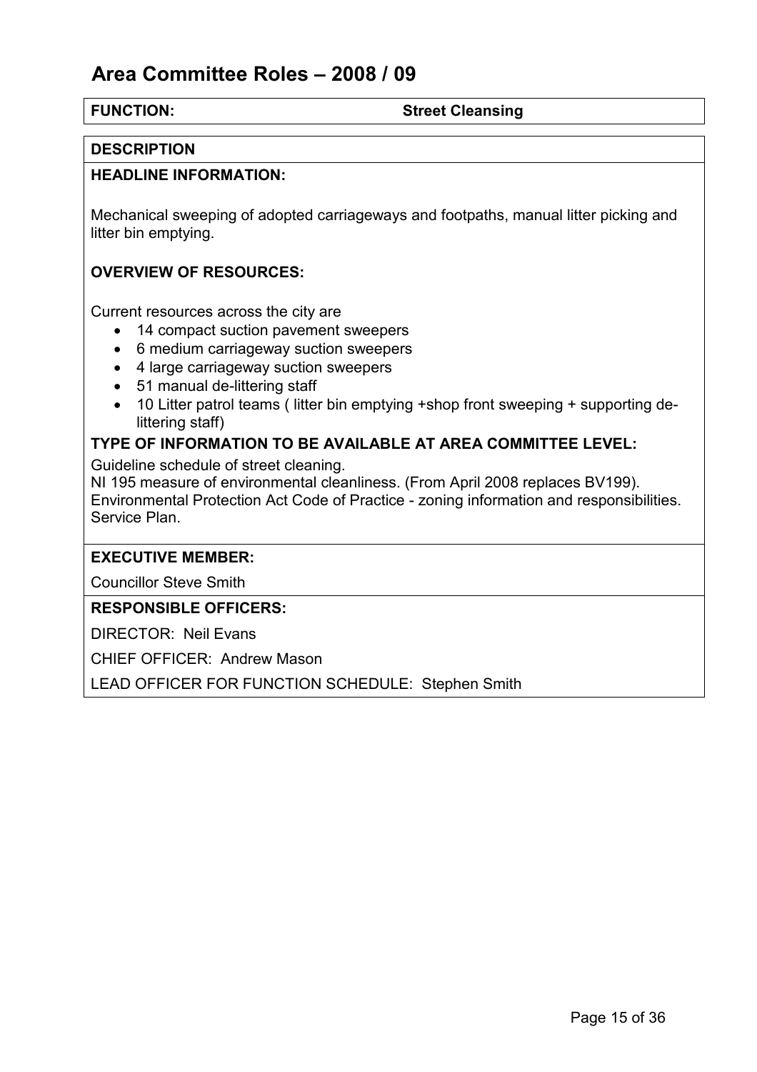# Area Committee Roles – 2008 / 09

**FUNCTION:** **Street Cleansing**

**DESCRIPTION**

**HEADLINE INFORMATION:**

Mechanical sweeping of adopted carriageways and footpaths, manual litter picking and litter bin emptying.

**OVERVIEW OF RESOURCES:**

Current resources across the city are

- 14 compact suction pavement sweepers
- 6 medium carriageway suction sweepers
- 4 large carriageway suction sweepers
- 51 manual de-littering staff
- 10 Litter patrol teams ( litter bin emptying +shop front sweeping + supporting de-littering staff)

**TYPE OF INFORMATION TO BE AVAILABLE AT AREA COMMITTEE LEVEL:**

Guideline schedule of street cleaning.
NI 195 measure of environmental cleanliness. (From April 2008 replaces BV199).
Environmental Protection Act Code of Practice - zoning information and responsibilities.
Service Plan.

**EXECUTIVE MEMBER:**

Councillor Steve Smith

**RESPONSIBLE OFFICERS:**

DIRECTOR: Neil Evans

CHIEF OFFICER: Andrew Mason

LEAD OFFICER FOR FUNCTION SCHEDULE: Stephen Smith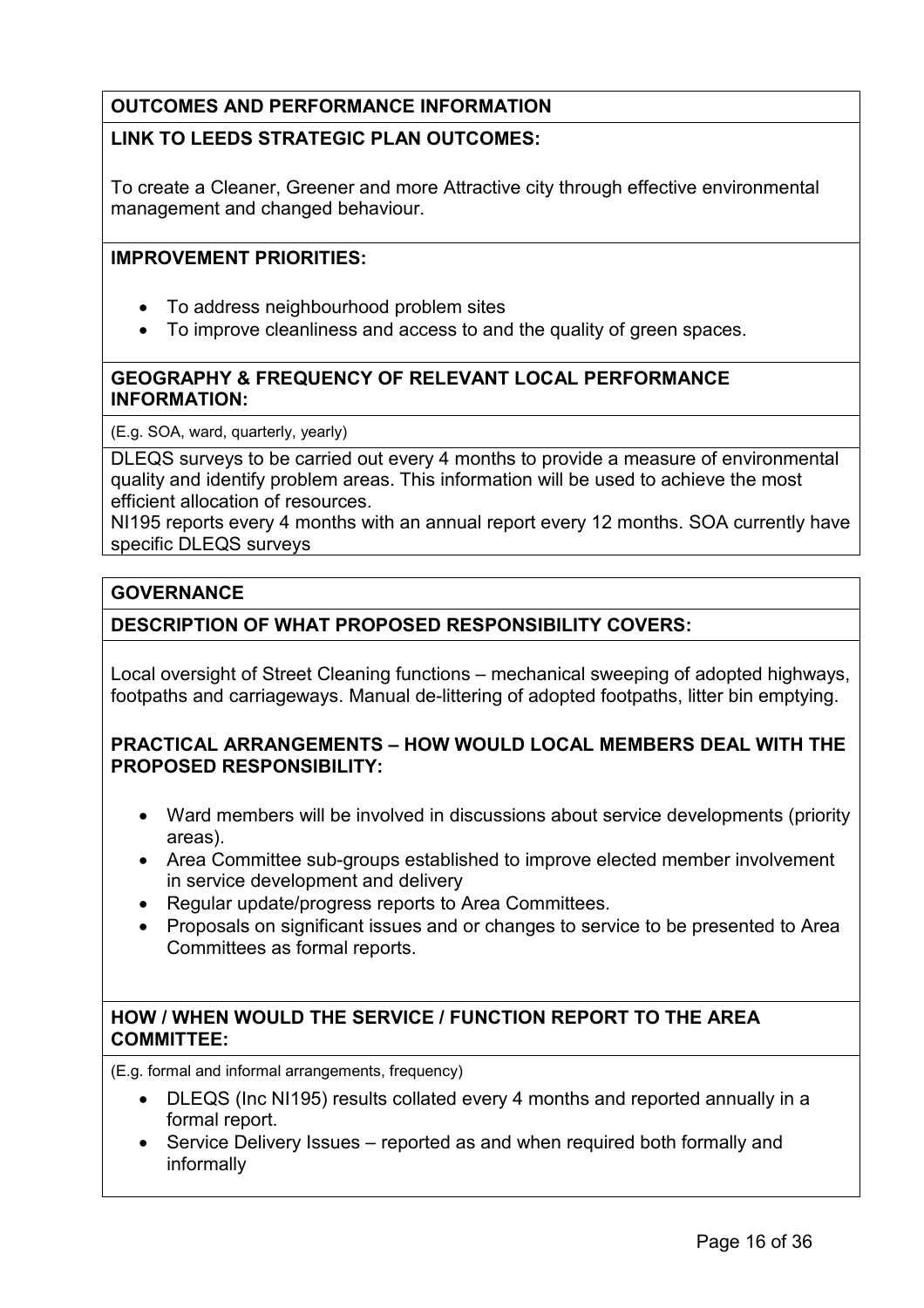## OUTCOMES AND PERFORMANCE INFORMATION

### LINK TO LEEDS STRATEGIC PLAN OUTCOMES:

To create a Cleaner, Greener and more Attractive city through effective environmental management and changed behaviour.

### IMPROVEMENT PRIORITIES:

- To address neighbourhood problem sites
- To improve cleanliness and access to and the quality of green spaces.

### GEOGRAPHY & FREQUENCY OF RELEVANT LOCAL PERFORMANCE INFORMATION:

(E.g. SOA, ward, quarterly, yearly)

DLEQS surveys to be carried out every 4 months to provide a measure of environmental quality and identify problem areas. This information will be used to achieve the most efficient allocation of resources.
NI195 reports every 4 months with an annual report every 12 months. SOA currently have specific DLEQS surveys

## GOVERNANCE

### DESCRIPTION OF WHAT PROPOSED RESPONSIBILITY COVERS:

Local oversight of Street Cleaning functions – mechanical sweeping of adopted highways, footpaths and carriageways. Manual de-littering of adopted footpaths, litter bin emptying.

### PRACTICAL ARRANGEMENTS – HOW WOULD LOCAL MEMBERS DEAL WITH THE PROPOSED RESPONSIBILITY:

- Ward members will be involved in discussions about service developments (priority areas).
- Area Committee sub-groups established to improve elected member involvement in service development and delivery
- Regular update/progress reports to Area Committees.
- Proposals on significant issues and or changes to service to be presented to Area Committees as formal reports.

### HOW / WHEN WOULD THE SERVICE / FUNCTION REPORT TO THE AREA COMMITTEE:

(E.g. formal and informal arrangements, frequency)

- DLEQS (Inc NI195) results collated every 4 months and reported annually in a formal report.
- Service Delivery Issues – reported as and when required both formally and informally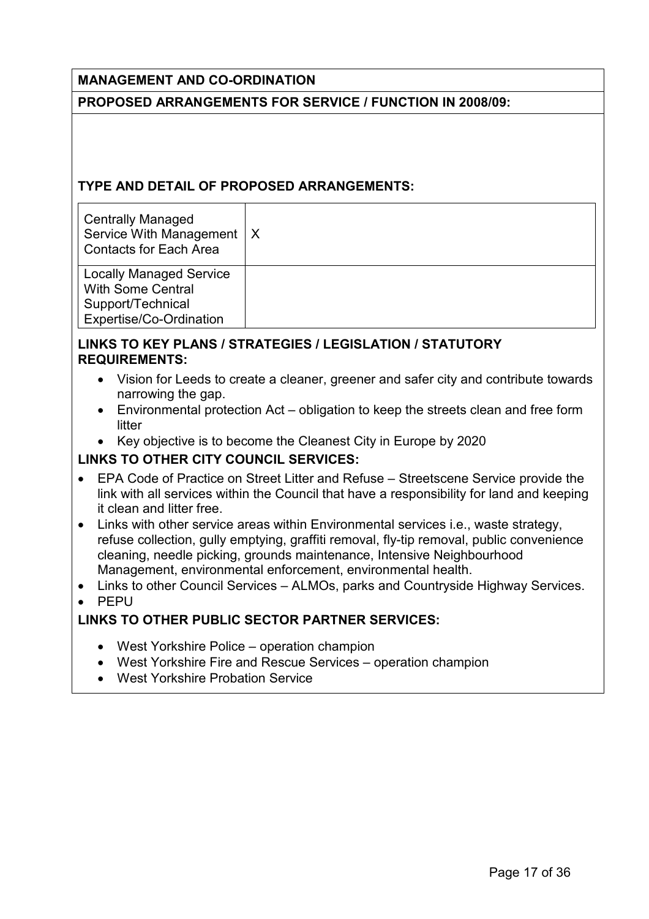**MANAGEMENT AND CO-ORDINATION**

**PROPOSED ARRANGEMENTS FOR SERVICE / FUNCTION IN 2008/09:**

**TYPE AND DETAIL OF PROPOSED ARRANGEMENTS:**

| | |
|---|---|
| Centrally Managed Service With Management Contacts for Each Area | X |
| Locally Managed Service With Some Central Support/Technical Expertise/Co-Ordination | |

**LINKS TO KEY PLANS / STRATEGIES / LEGISLATION / STATUTORY REQUIREMENTS:**

- Vision for Leeds to create a cleaner, greener and safer city and contribute towards narrowing the gap.
- Environmental protection Act – obligation to keep the streets clean and free form litter
- Key objective is to become the Cleanest City in Europe by 2020

**LINKS TO OTHER CITY COUNCIL SERVICES:**

- EPA Code of Practice on Street Litter and Refuse – Streetscene Service provide the link with all services within the Council that have a responsibility for land and keeping it clean and litter free.
- Links with other service areas within Environmental services i.e., waste strategy, refuse collection, gully emptying, graffiti removal, fly-tip removal, public convenience cleaning, needle picking, grounds maintenance, Intensive Neighbourhood Management, environmental enforcement, environmental health.
- Links to other Council Services – ALMOs, parks and Countryside Highway Services.
- PEPU

**LINKS TO OTHER PUBLIC SECTOR PARTNER SERVICES:**

- West Yorkshire Police – operation champion
- West Yorkshire Fire and Rescue Services – operation champion
- West Yorkshire Probation Service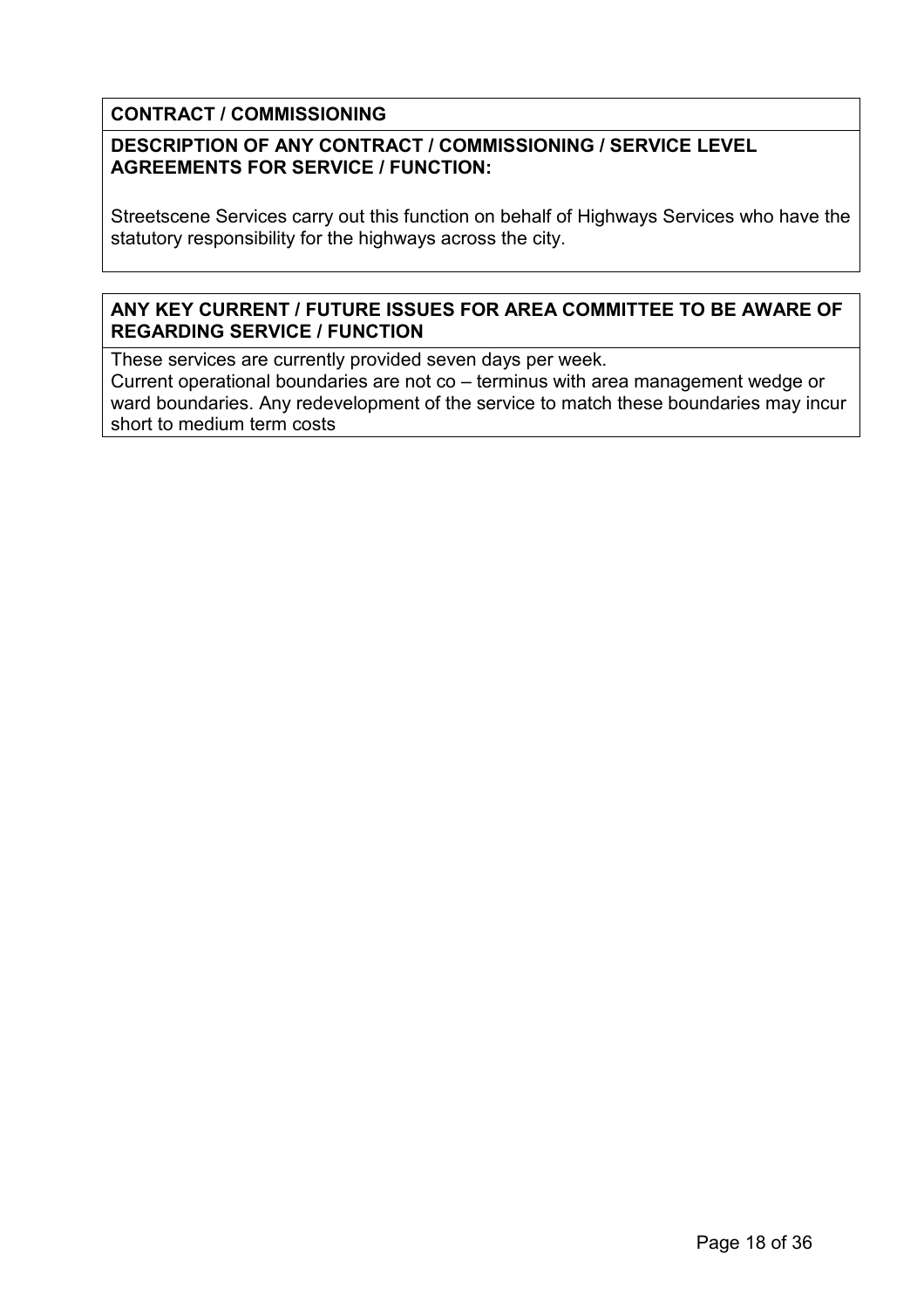**CONTRACT / COMMISSIONING**

**DESCRIPTION OF ANY CONTRACT / COMMISSIONING / SERVICE LEVEL AGREEMENTS FOR SERVICE / FUNCTION:**

Streetscene Services carry out this function on behalf of Highways Services who have the statutory responsibility for the highways across the city.

**ANY KEY CURRENT / FUTURE ISSUES FOR AREA COMMITTEE TO BE AWARE OF REGARDING SERVICE / FUNCTION**

These services are currently provided seven days per week.
Current operational boundaries are not co – terminus with area management wedge or ward boundaries. Any redevelopment of the service to match these boundaries may incur short to medium term costs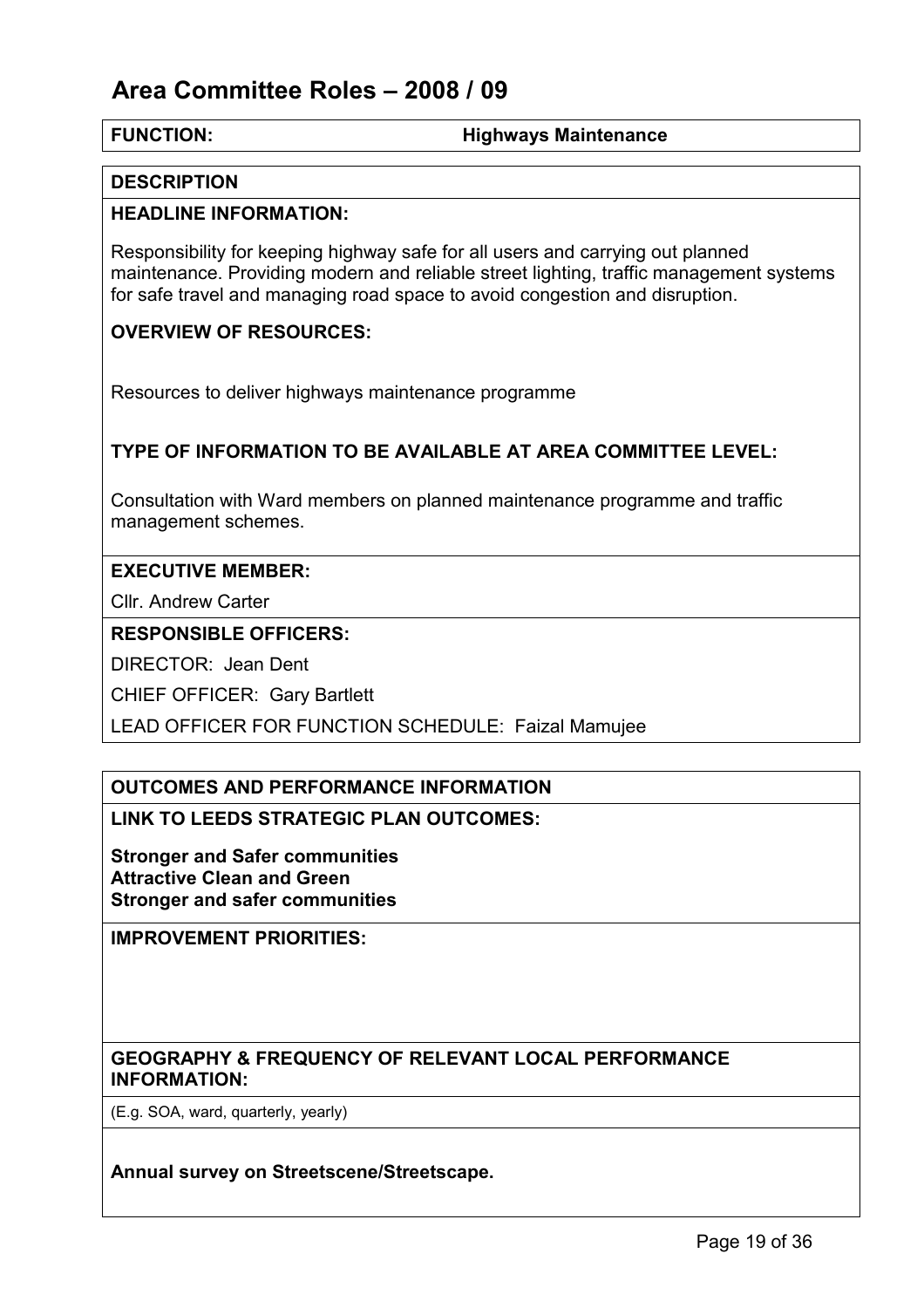# Area Committee Roles – 2008 / 09

**FUNCTION:** **Highways Maintenance**

## DESCRIPTION

**HEADLINE INFORMATION:**

Responsibility for keeping highway safe for all users and carrying out planned maintenance. Providing modern and reliable street lighting, traffic management systems for safe travel and managing road space to avoid congestion and disruption.

**OVERVIEW OF RESOURCES:**

Resources to deliver highways maintenance programme

**TYPE OF INFORMATION TO BE AVAILABLE AT AREA COMMITTEE LEVEL:**

Consultation with Ward members on planned maintenance programme and traffic management schemes.

**EXECUTIVE MEMBER:**

Cllr. Andrew Carter

**RESPONSIBLE OFFICERS:**

DIRECTOR: Jean Dent

CHIEF OFFICER: Gary Bartlett

LEAD OFFICER FOR FUNCTION SCHEDULE: Faizal Mamujee

## OUTCOMES AND PERFORMANCE INFORMATION

**LINK TO LEEDS STRATEGIC PLAN OUTCOMES:**

**Stronger and Safer communities**
**Attractive Clean and Green**
**Stronger and safer communities**

**IMPROVEMENT PRIORITIES:**

**GEOGRAPHY & FREQUENCY OF RELEVANT LOCAL PERFORMANCE INFORMATION:**

(E.g. SOA, ward, quarterly, yearly)

**Annual survey on Streetscene/Streetscape.**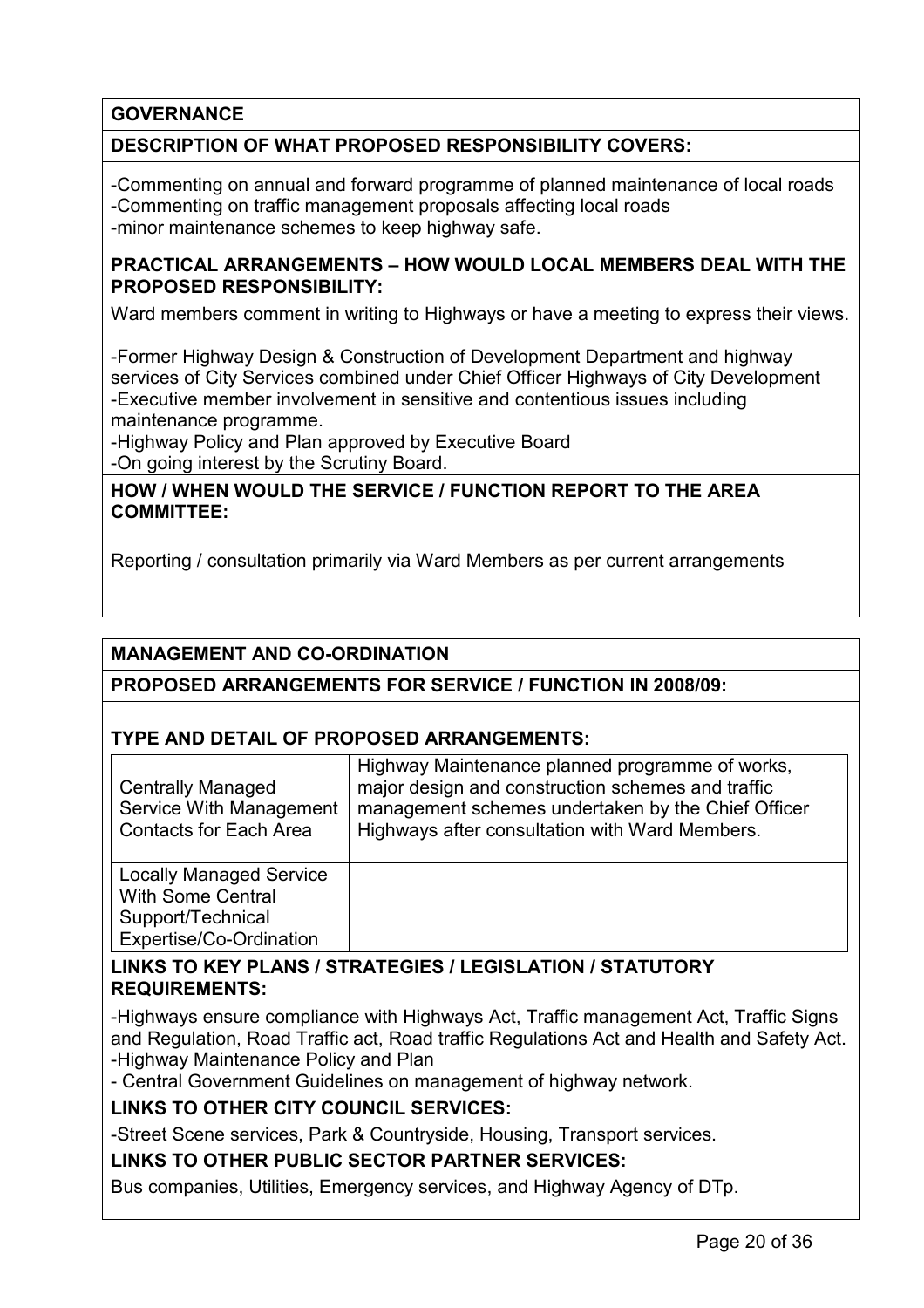## GOVERNANCE

### DESCRIPTION OF WHAT PROPOSED RESPONSIBILITY COVERS:

-Commenting on annual and forward programme of planned maintenance of local roads
-Commenting on traffic management proposals affecting local roads
-minor maintenance schemes to keep highway safe.

### PRACTICAL ARRANGEMENTS – HOW WOULD LOCAL MEMBERS DEAL WITH THE PROPOSED RESPONSIBILITY:

Ward members comment in writing to Highways or have a meeting to express their views.

-Former Highway Design & Construction of Development Department and highway services of City Services combined under Chief Officer Highways of City Development
-Executive member involvement in sensitive and contentious issues including maintenance programme.
-Highway Policy and Plan approved by Executive Board
-On going interest by the Scrutiny Board.

### HOW / WHEN WOULD THE SERVICE / FUNCTION REPORT TO THE AREA COMMITTEE:

Reporting / consultation primarily via Ward Members as per current arrangements

## MANAGEMENT AND CO-ORDINATION

### PROPOSED ARRANGEMENTS FOR SERVICE / FUNCTION IN 2008/09:

### TYPE AND DETAIL OF PROPOSED ARRANGEMENTS:

| | |
|---|---|
| Centrally Managed Service With Management Contacts for Each Area | Highway Maintenance planned programme of works, major design and construction schemes and traffic management schemes undertaken by the Chief Officer Highways after consultation with Ward Members. |
| Locally Managed Service With Some Central Support/Technical Expertise/Co-Ordination | |

### LINKS TO KEY PLANS / STRATEGIES / LEGISLATION / STATUTORY REQUIREMENTS:

-Highways ensure compliance with Highways Act, Traffic management Act, Traffic Signs and Regulation, Road Traffic act, Road traffic Regulations Act and Health and Safety Act.
-Highway Maintenance Policy and Plan
- Central Government Guidelines on management of highway network.

### LINKS TO OTHER CITY COUNCIL SERVICES:

-Street Scene services, Park & Countryside, Housing, Transport services.

### LINKS TO OTHER PUBLIC SECTOR PARTNER SERVICES:

Bus companies, Utilities, Emergency services, and Highway Agency of DTp.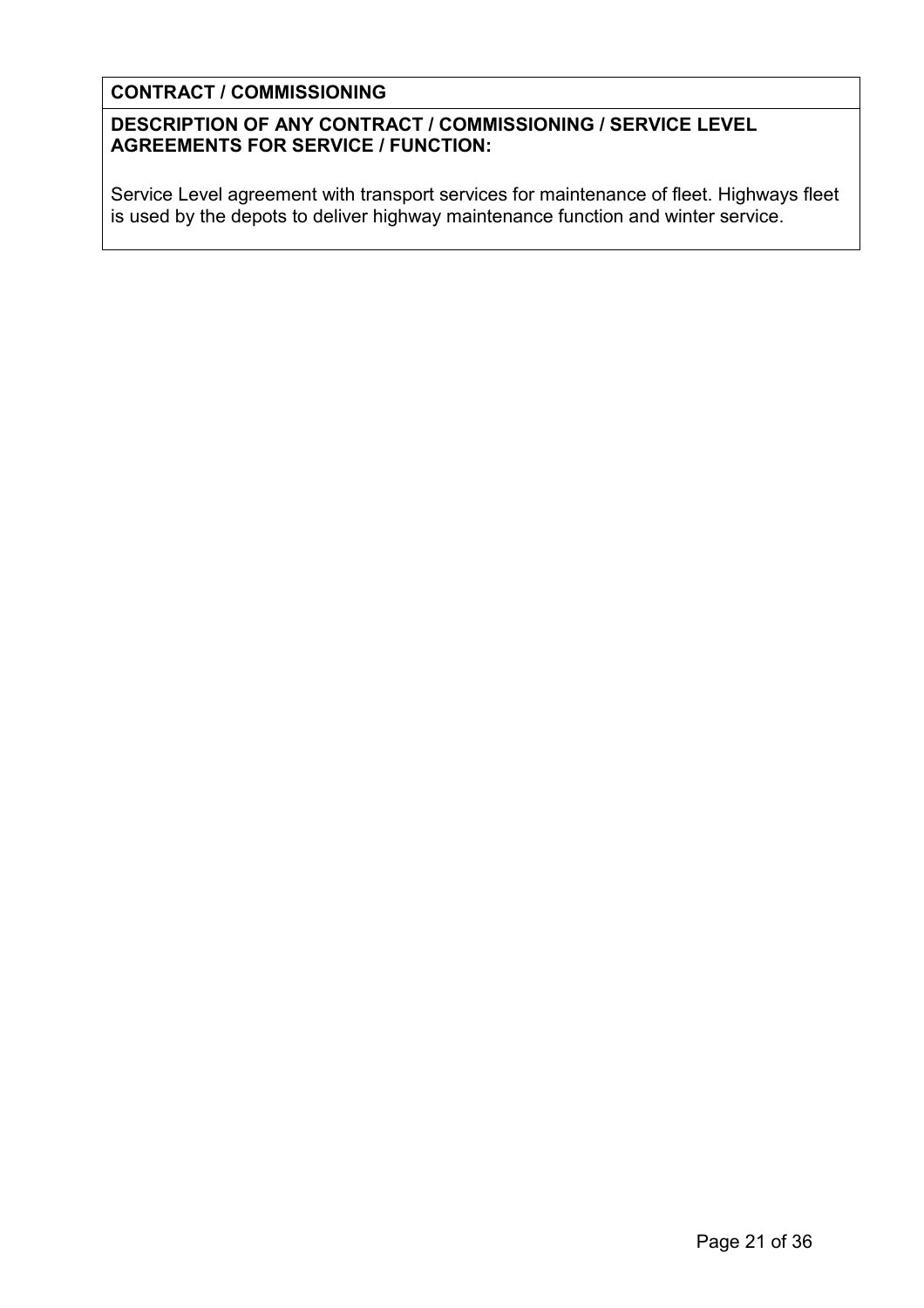**CONTRACT / COMMISSIONING**

**DESCRIPTION OF ANY CONTRACT / COMMISSIONING / SERVICE LEVEL AGREEMENTS FOR SERVICE / FUNCTION:**

Service Level agreement with transport services for maintenance of fleet. Highways fleet is used by the depots to deliver highway maintenance function and winter service.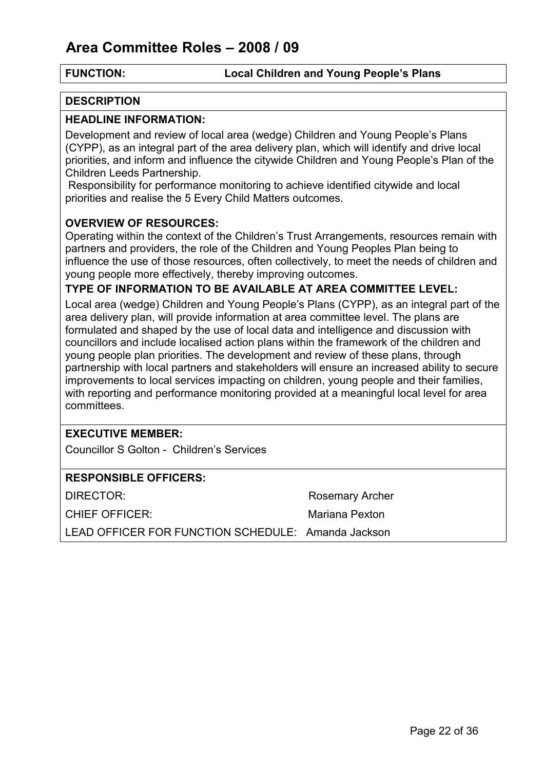# Area Committee Roles – 2008 / 09

**FUNCTION:** **Local Children and Young People's Plans**

**DESCRIPTION**

**HEADLINE INFORMATION:**

Development and review of local area (wedge) Children and Young People's Plans (CYPP), as an integral part of the area delivery plan, which will identify and drive local priorities, and inform and influence the citywide Children and Young People's Plan of the Children Leeds Partnership.

Responsibility for performance monitoring to achieve identified citywide and local priorities and realise the 5 Every Child Matters outcomes.

**OVERVIEW OF RESOURCES:**

Operating within the context of the Children's Trust Arrangements, resources remain with partners and providers, the role of the Children and Young Peoples Plan being to influence the use of those resources, often collectively, to meet the needs of children and young people more effectively, thereby improving outcomes.

**TYPE OF INFORMATION TO BE AVAILABLE AT AREA COMMITTEE LEVEL:**

Local area (wedge) Children and Young People's Plans (CYPP), as an integral part of the area delivery plan, will provide information at area committee level. The plans are formulated and shaped by the use of local data and intelligence and discussion with councillors and include localised action plans within the framework of the children and young people plan priorities. The development and review of these plans, through partnership with local partners and stakeholders will ensure an increased ability to secure improvements to local services impacting on children, young people and their families, with reporting and performance monitoring provided at a meaningful local level for area committees.

**EXECUTIVE MEMBER:**

Councillor S Golton - Children's Services

**RESPONSIBLE OFFICERS:**

DIRECTOR: Rosemary Archer

CHIEF OFFICER: Mariana Pexton

LEAD OFFICER FOR FUNCTION SCHEDULE: Amanda Jackson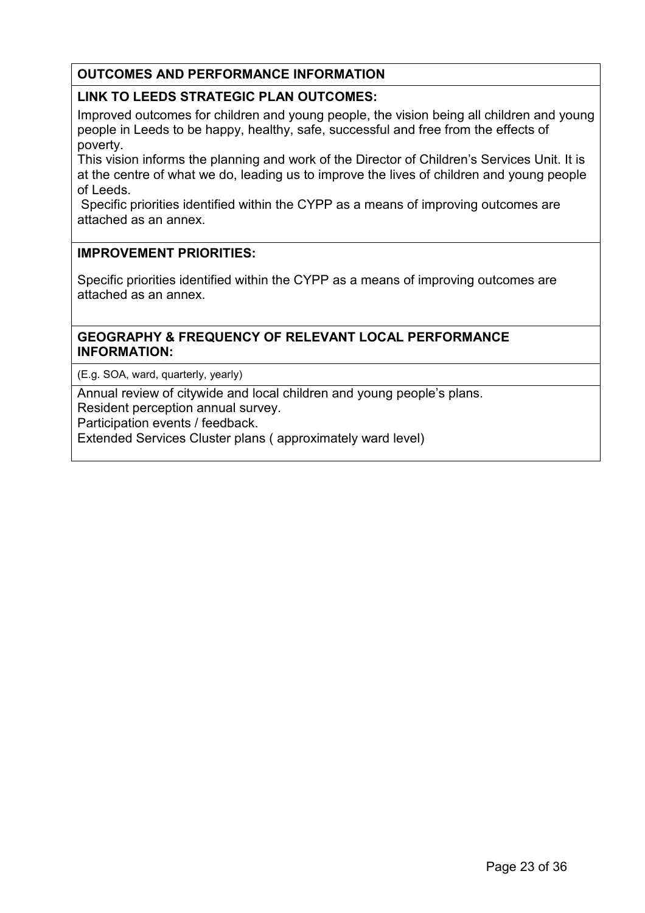**OUTCOMES AND PERFORMANCE INFORMATION**

**LINK TO LEEDS STRATEGIC PLAN OUTCOMES:**

Improved outcomes for children and young people, the vision being all children and young people in Leeds to be happy, healthy, safe, successful and free from the effects of poverty.

This vision informs the planning and work of the Director of Children's Services Unit. It is at the centre of what we do, leading us to improve the lives of children and young people of Leeds.

Specific priorities identified within the CYPP as a means of improving outcomes are attached as an annex.

**IMPROVEMENT PRIORITIES:**

Specific priorities identified within the CYPP as a means of improving outcomes are attached as an annex.

**GEOGRAPHY & FREQUENCY OF RELEVANT LOCAL PERFORMANCE INFORMATION:**

(E.g. SOA, ward, quarterly, yearly)

Annual review of citywide and local children and young people's plans.
Resident perception annual survey.
Participation events / feedback.
Extended Services Cluster plans ( approximately ward level)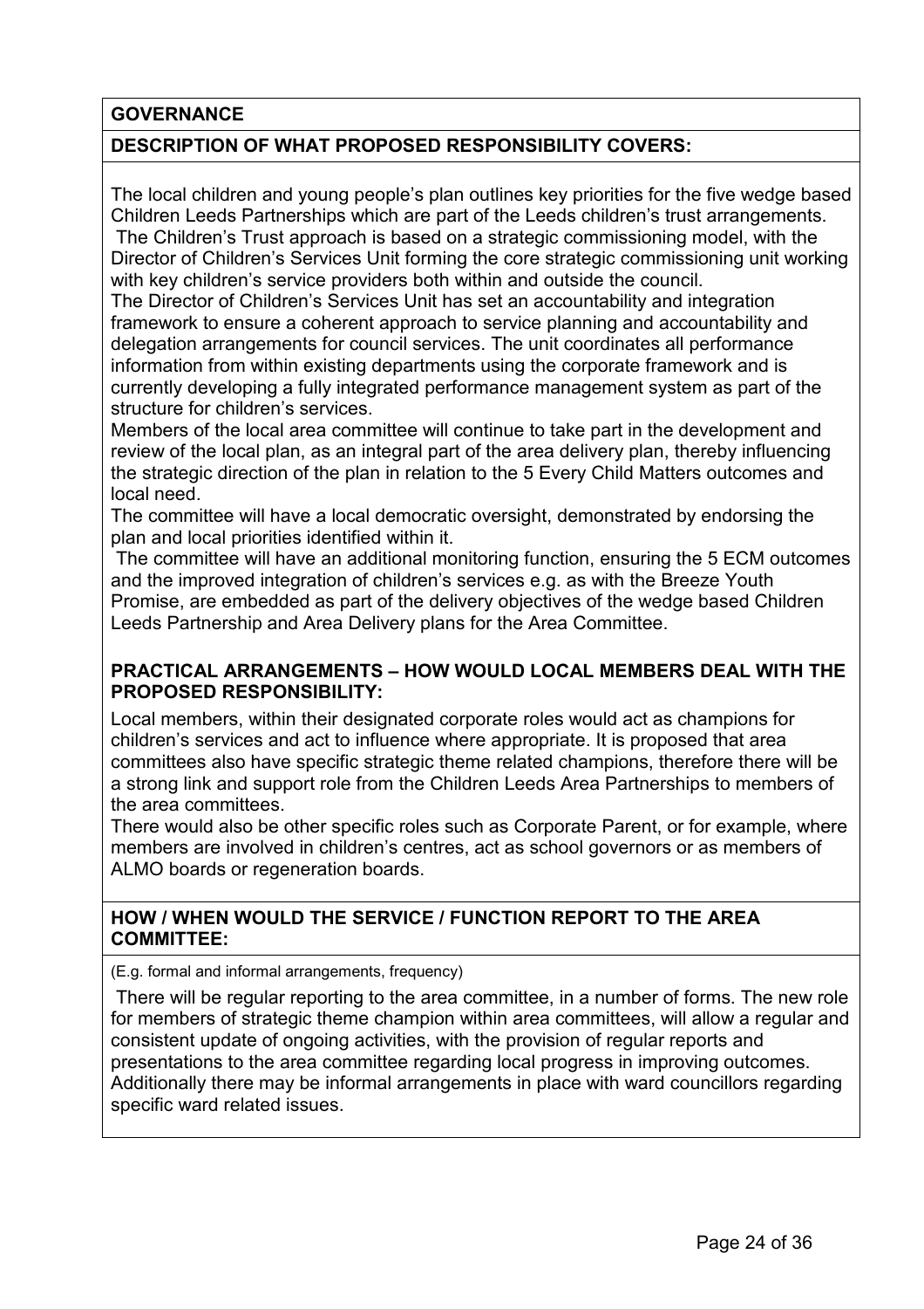## GOVERNANCE

### DESCRIPTION OF WHAT PROPOSED RESPONSIBILITY COVERS:

The local children and young people's plan outlines key priorities for the five wedge based Children Leeds Partnerships which are part of the Leeds children's trust arrangements. The Children's Trust approach is based on a strategic commissioning model, with the Director of Children's Services Unit forming the core strategic commissioning unit working with key children's service providers both within and outside the council.

The Director of Children's Services Unit has set an accountability and integration framework to ensure a coherent approach to service planning and accountability and delegation arrangements for council services. The unit coordinates all performance information from within existing departments using the corporate framework and is currently developing a fully integrated performance management system as part of the structure for children's services.

Members of the local area committee will continue to take part in the development and review of the local plan, as an integral part of the area delivery plan, thereby influencing the strategic direction of the plan in relation to the 5 Every Child Matters outcomes and local need.

The committee will have a local democratic oversight, demonstrated by endorsing the plan and local priorities identified within it.

The committee will have an additional monitoring function, ensuring the 5 ECM outcomes and the improved integration of children's services e.g. as with the Breeze Youth Promise, are embedded as part of the delivery objectives of the wedge based Children Leeds Partnership and Area Delivery plans for the Area Committee.

### PRACTICAL ARRANGEMENTS – HOW WOULD LOCAL MEMBERS DEAL WITH THE PROPOSED RESPONSIBILITY:

Local members, within their designated corporate roles would act as champions for children's services and act to influence where appropriate. It is proposed that area committees also have specific strategic theme related champions, therefore there will be a strong link and support role from the Children Leeds Area Partnerships to members of the area committees.

There would also be other specific roles such as Corporate Parent, or for example, where members are involved in children's centres, act as school governors or as members of ALMO boards or regeneration boards.

### HOW / WHEN WOULD THE SERVICE / FUNCTION REPORT TO THE AREA COMMITTEE:

(E.g. formal and informal arrangements, frequency)

There will be regular reporting to the area committee, in a number of forms. The new role for members of strategic theme champion within area committees, will allow a regular and consistent update of ongoing activities, with the provision of regular reports and presentations to the area committee regarding local progress in improving outcomes. Additionally there may be informal arrangements in place with ward councillors regarding specific ward related issues.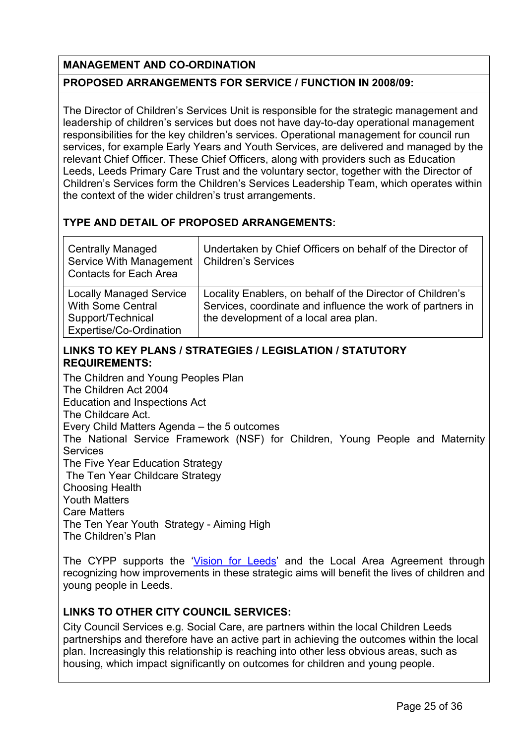**MANAGEMENT AND CO-ORDINATION**

**PROPOSED ARRANGEMENTS FOR SERVICE / FUNCTION IN 2008/09:**

The Director of Children's Services Unit is responsible for the strategic management and leadership of children's services but does not have day-to-day operational management responsibilities for the key children's services. Operational management for council run services, for example Early Years and Youth Services, are delivered and managed by the relevant Chief Officer. These Chief Officers, along with providers such as Education Leeds, Leeds Primary Care Trust and the voluntary sector, together with the Director of Children's Services form the Children's Services Leadership Team, which operates within the context of the wider children's trust arrangements.

**TYPE AND DETAIL OF PROPOSED ARRANGEMENTS:**

| | |
|---|---|
| Centrally Managed Service With Management Contacts for Each Area | Undertaken by Chief Officers on behalf of the Director of Children's Services |
| Locally Managed Service With Some Central Support/Technical Expertise/Co-Ordination | Locality Enablers, on behalf of the Director of Children's Services, coordinate and influence the work of partners in the development of a local area plan. |

**LINKS TO KEY PLANS / STRATEGIES / LEGISLATION / STATUTORY REQUIREMENTS:**

The Children and Young Peoples Plan
The Children Act 2004
Education and Inspections Act
The Childcare Act.
Every Child Matters Agenda – the 5 outcomes
The National Service Framework (NSF) for Children, Young People and Maternity Services
The Five Year Education Strategy
The Ten Year Childcare Strategy
Choosing Health
Youth Matters
Care Matters
The Ten Year Youth Strategy - Aiming High
The Children's Plan

The CYPP supports the 'Vision for Leeds' and the Local Area Agreement through recognizing how improvements in these strategic aims will benefit the lives of children and young people in Leeds.

**LINKS TO OTHER CITY COUNCIL SERVICES:**

City Council Services e.g. Social Care, are partners within the local Children Leeds partnerships and therefore have an active part in achieving the outcomes within the local plan. Increasingly this relationship is reaching into other less obvious areas, such as housing, which impact significantly on outcomes for children and young people.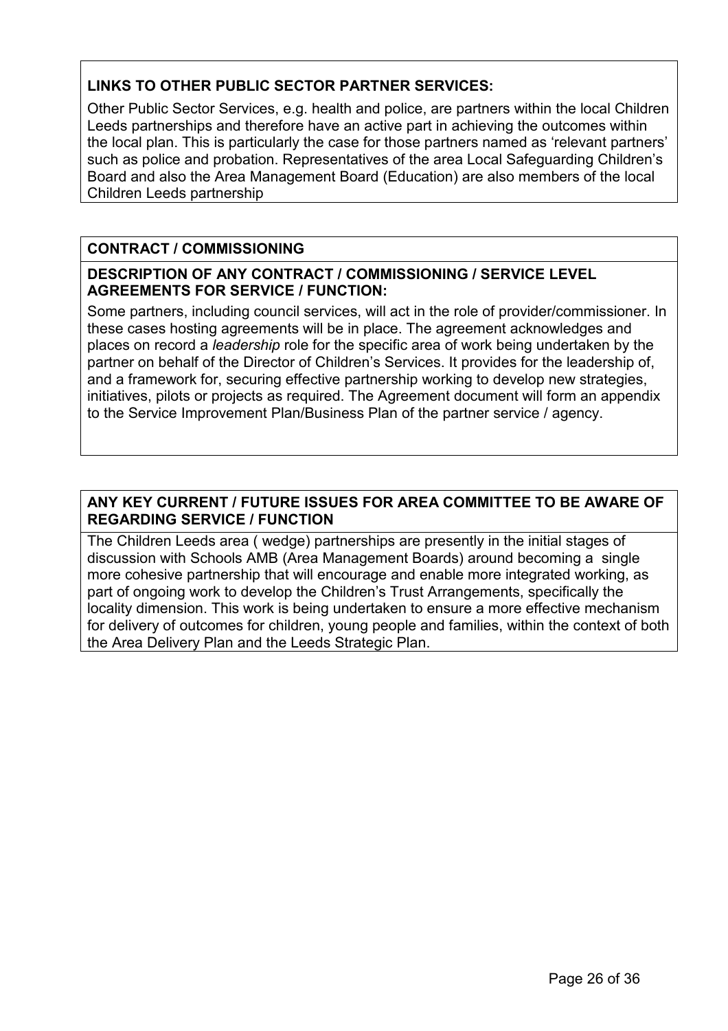**LINKS TO OTHER PUBLIC SECTOR PARTNER SERVICES:**

Other Public Sector Services, e.g. health and police, are partners within the local Children Leeds partnerships and therefore have an active part in achieving the outcomes within the local plan. This is particularly the case for those partners named as 'relevant partners' such as police and probation. Representatives of the area Local Safeguarding Children's Board and also the Area Management Board (Education) are also members of the local Children Leeds partnership

**CONTRACT / COMMISSIONING**

**DESCRIPTION OF ANY CONTRACT / COMMISSIONING / SERVICE LEVEL AGREEMENTS FOR SERVICE / FUNCTION:**

Some partners, including council services, will act in the role of provider/commissioner. In these cases hosting agreements will be in place. The agreement acknowledges and places on record a *leadership* role for the specific area of work being undertaken by the partner on behalf of the Director of Children's Services. It provides for the leadership of, and a framework for, securing effective partnership working to develop new strategies, initiatives, pilots or projects as required. The Agreement document will form an appendix to the Service Improvement Plan/Business Plan of the partner service / agency.

**ANY KEY CURRENT / FUTURE ISSUES FOR AREA COMMITTEE TO BE AWARE OF REGARDING SERVICE / FUNCTION**

The Children Leeds area ( wedge) partnerships are presently in the initial stages of discussion with Schools AMB (Area Management Boards) around becoming a single more cohesive partnership that will encourage and enable more integrated working, as part of ongoing work to develop the Children's Trust Arrangements, specifically the locality dimension. This work is being undertaken to ensure a more effective mechanism for delivery of outcomes for children, young people and families, within the context of both the Area Delivery Plan and the Leeds Strategic Plan.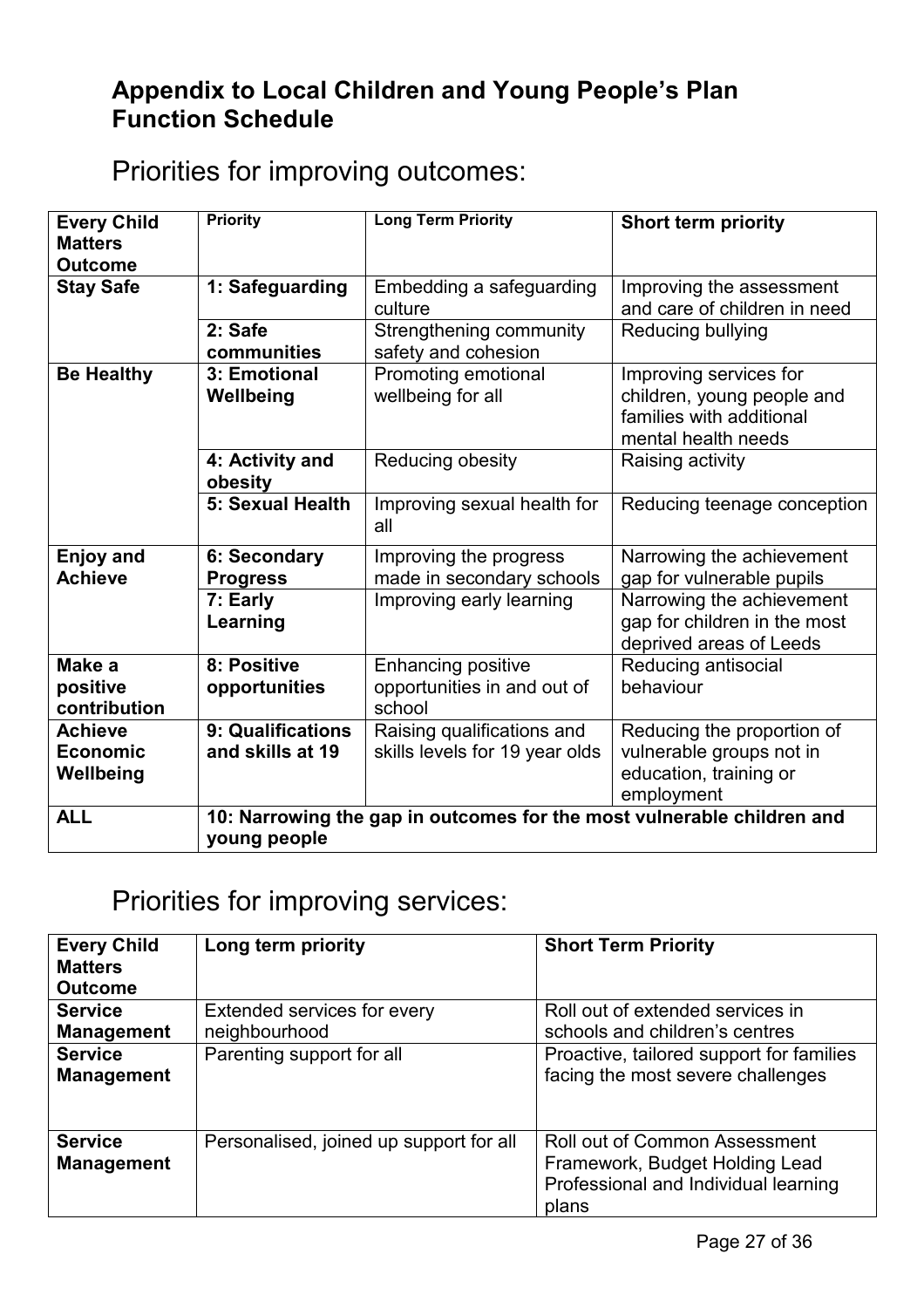## Appendix to Local Children and Young People's Plan Function Schedule

# Priorities for improving outcomes:

| Every Child Matters Outcome | Priority | Long Term Priority | Short term priority |
|---|---|---|---|
| **Stay Safe** | **1: Safeguarding** | Embedding a safeguarding culture | Improving the assessment and care of children in need |
| | **2: Safe communities** | Strengthening community safety and cohesion | Reducing bullying |
| **Be Healthy** | **3: Emotional Wellbeing** | Promoting emotional wellbeing for all | Improving services for children, young people and families with additional mental health needs |
| | **4: Activity and obesity** | Reducing obesity | Raising activity |
| | **5: Sexual Health** | Improving sexual health for all | Reducing teenage conception |
| **Enjoy and Achieve** | **6: Secondary Progress** | Improving the progress made in secondary schools | Narrowing the achievement gap for vulnerable pupils |
| | **7: Early Learning** | Improving early learning | Narrowing the achievement gap for children in the most deprived areas of Leeds |
| **Make a positive contribution** | **8: Positive opportunities** | Enhancing positive opportunities in and out of school | Reducing antisocial behaviour |
| **Achieve Economic Wellbeing** | **9: Qualifications and skills at 19** | Raising qualifications and skills levels for 19 year olds | Reducing the proportion of vulnerable groups not in education, training or employment |
| **ALL** | **10: Narrowing the gap in outcomes for the most vulnerable children and young people** | | |

# Priorities for improving services:

| Every Child Matters Outcome | Long term priority | Short Term Priority |
|---|---|---|
| **Service Management** | Extended services for every neighbourhood | Roll out of extended services in schools and children's centres |
| **Service Management** | Parenting support for all | Proactive, tailored support for families facing the most severe challenges |
| **Service Management** | Personalised, joined up support for all | Roll out of Common Assessment Framework, Budget Holding Lead Professional and Individual learning plans |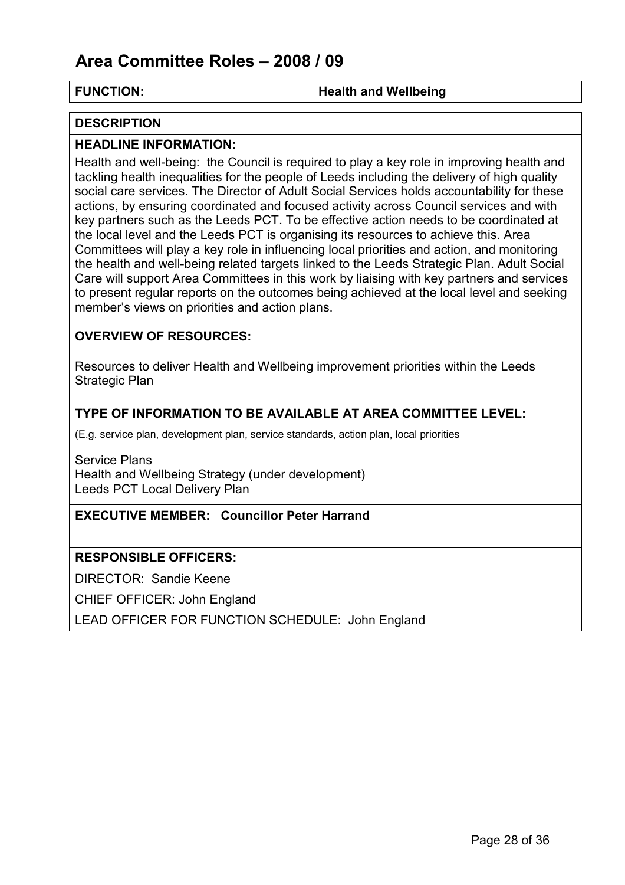# Area Committee Roles – 2008 / 09

**FUNCTION:** **Health and Wellbeing**

**DESCRIPTION**

**HEADLINE INFORMATION:**

Health and well-being: the Council is required to play a key role in improving health and tackling health inequalities for the people of Leeds including the delivery of high quality social care services. The Director of Adult Social Services holds accountability for these actions, by ensuring coordinated and focused activity across Council services and with key partners such as the Leeds PCT. To be effective action needs to be coordinated at the local level and the Leeds PCT is organising its resources to achieve this. Area Committees will play a key role in influencing local priorities and action, and monitoring the health and well-being related targets linked to the Leeds Strategic Plan. Adult Social Care will support Area Committees in this work by liaising with key partners and services to present regular reports on the outcomes being achieved at the local level and seeking member's views on priorities and action plans.

**OVERVIEW OF RESOURCES:**

Resources to deliver Health and Wellbeing improvement priorities within the Leeds Strategic Plan

**TYPE OF INFORMATION TO BE AVAILABLE AT AREA COMMITTEE LEVEL:**

(E.g. service plan, development plan, service standards, action plan, local priorities

Service Plans
Health and Wellbeing Strategy (under development)
Leeds PCT Local Delivery Plan

**EXECUTIVE MEMBER: Councillor Peter Harrand**

**RESPONSIBLE OFFICERS:**

DIRECTOR: Sandie Keene

CHIEF OFFICER: John England

LEAD OFFICER FOR FUNCTION SCHEDULE: John England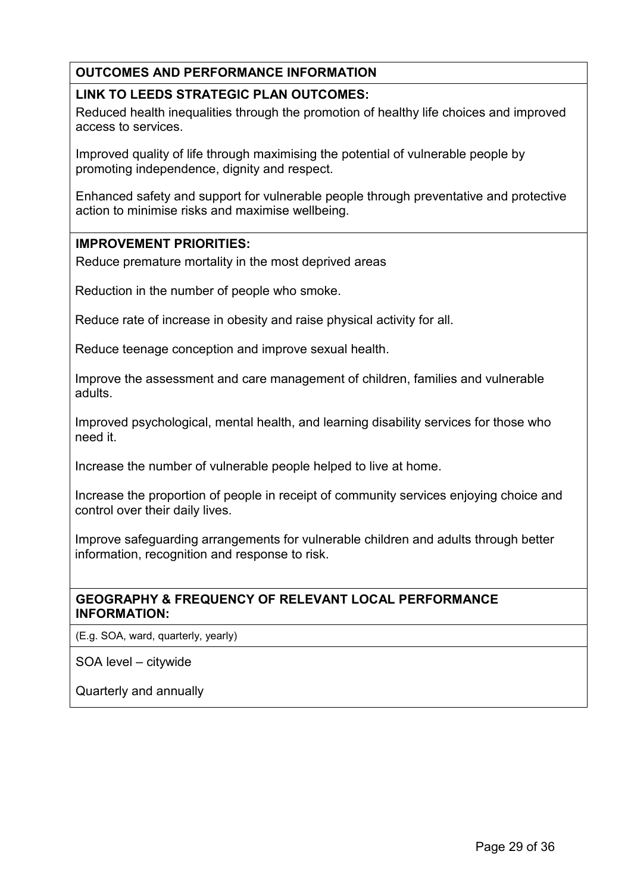## OUTCOMES AND PERFORMANCE INFORMATION

### LINK TO LEEDS STRATEGIC PLAN OUTCOMES:

Reduced health inequalities through the promotion of healthy life choices and improved access to services.

Improved quality of life through maximising the potential of vulnerable people by promoting independence, dignity and respect.

Enhanced safety and support for vulnerable people through preventative and protective action to minimise risks and maximise wellbeing.

### IMPROVEMENT PRIORITIES:

Reduce premature mortality in the most deprived areas

Reduction in the number of people who smoke.

Reduce rate of increase in obesity and raise physical activity for all.

Reduce teenage conception and improve sexual health.

Improve the assessment and care management of children, families and vulnerable adults.

Improved psychological, mental health, and learning disability services for those who need it.

Increase the number of vulnerable people helped to live at home.

Increase the proportion of people in receipt of community services enjoying choice and control over their daily lives.

Improve safeguarding arrangements for vulnerable children and adults through better information, recognition and response to risk.

### GEOGRAPHY & FREQUENCY OF RELEVANT LOCAL PERFORMANCE INFORMATION:

(E.g. SOA, ward, quarterly, yearly)

SOA level – citywide

Quarterly and annually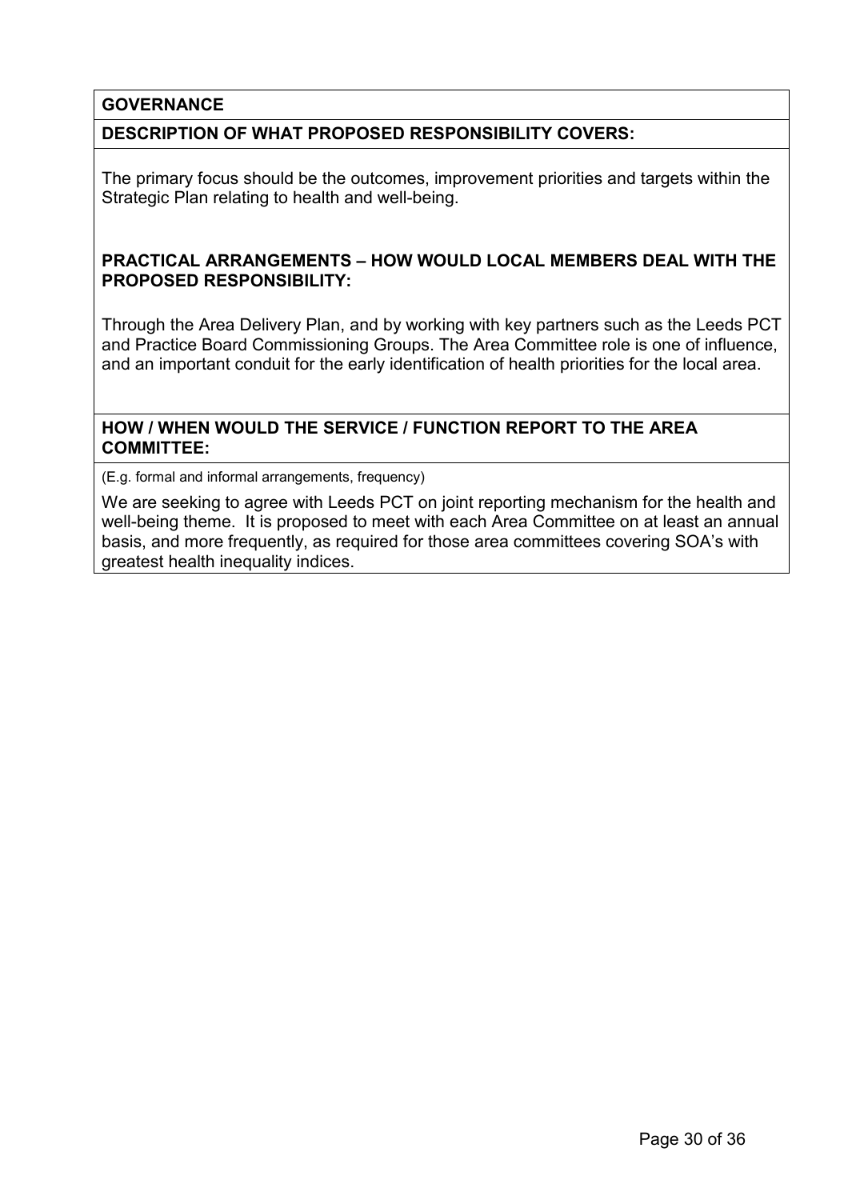**GOVERNANCE**

**DESCRIPTION OF WHAT PROPOSED RESPONSIBILITY COVERS:**

The primary focus should be the outcomes, improvement priorities and targets within the Strategic Plan relating to health and well-being.

**PRACTICAL ARRANGEMENTS – HOW WOULD LOCAL MEMBERS DEAL WITH THE PROPOSED RESPONSIBILITY:**

Through the Area Delivery Plan, and by working with key partners such as the Leeds PCT and Practice Board Commissioning Groups. The Area Committee role is one of influence, and an important conduit for the early identification of health priorities for the local area.

**HOW / WHEN WOULD THE SERVICE / FUNCTION REPORT TO THE AREA COMMITTEE:**

(E.g. formal and informal arrangements, frequency)

We are seeking to agree with Leeds PCT on joint reporting mechanism for the health and well-being theme. It is proposed to meet with each Area Committee on at least an annual basis, and more frequently, as required for those area committees covering SOA's with greatest health inequality indices.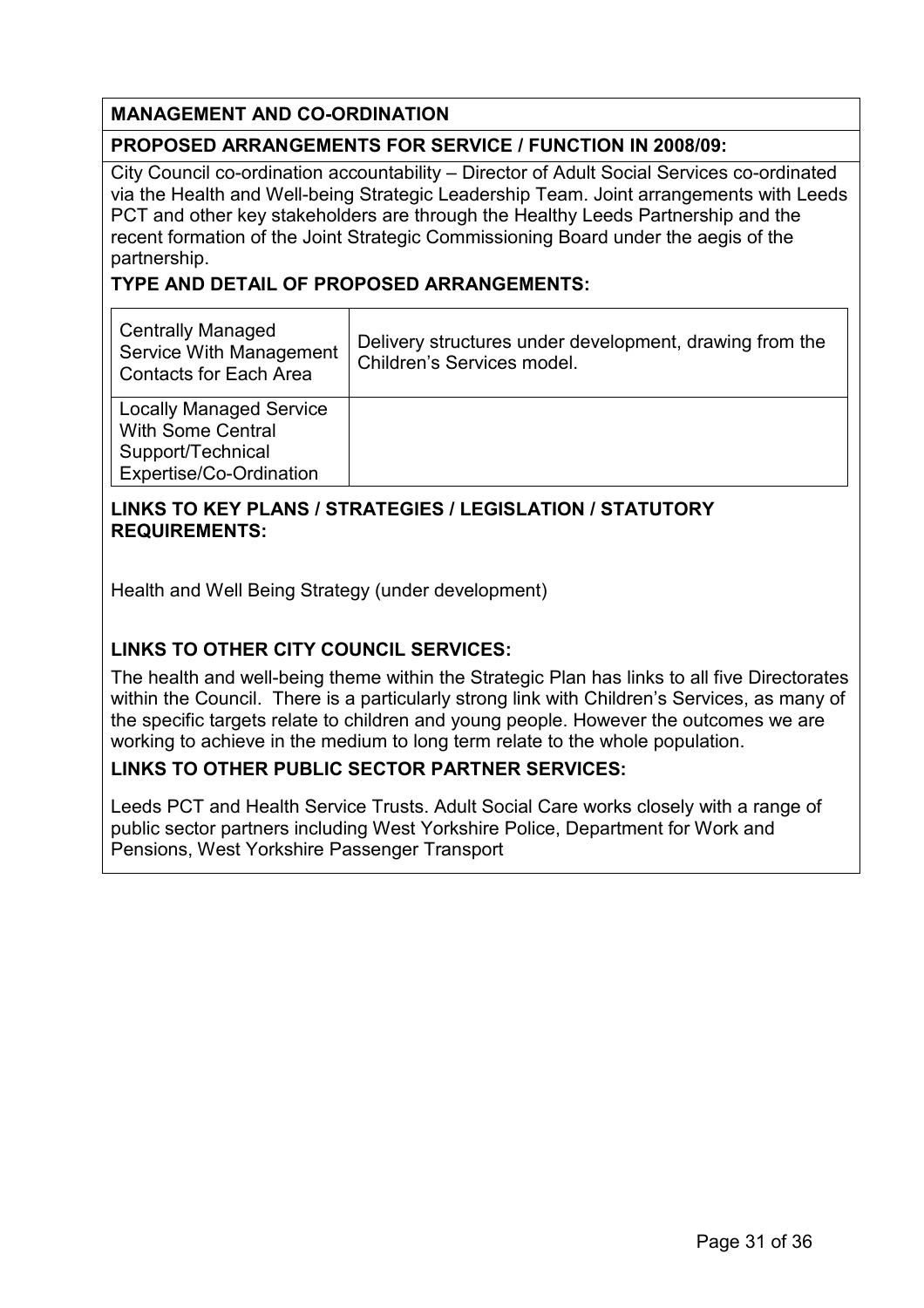**MANAGEMENT AND CO-ORDINATION**

**PROPOSED ARRANGEMENTS FOR SERVICE / FUNCTION IN 2008/09:**

City Council co-ordination accountability – Director of Adult Social Services co-ordinated via the Health and Well-being Strategic Leadership Team. Joint arrangements with Leeds PCT and other key stakeholders are through the Healthy Leeds Partnership and the recent formation of the Joint Strategic Commissioning Board under the aegis of the partnership.

**TYPE AND DETAIL OF PROPOSED ARRANGEMENTS:**

| | |
|---|---|
| Centrally Managed Service With Management Contacts for Each Area | Delivery structures under development, drawing from the Children's Services model. |
| Locally Managed Service With Some Central Support/Technical Expertise/Co-Ordination | |

**LINKS TO KEY PLANS / STRATEGIES / LEGISLATION / STATUTORY REQUIREMENTS:**

Health and Well Being Strategy (under development)

**LINKS TO OTHER CITY COUNCIL SERVICES:**

The health and well-being theme within the Strategic Plan has links to all five Directorates within the Council. There is a particularly strong link with Children's Services, as many of the specific targets relate to children and young people. However the outcomes we are working to achieve in the medium to long term relate to the whole population.

**LINKS TO OTHER PUBLIC SECTOR PARTNER SERVICES:**

Leeds PCT and Health Service Trusts. Adult Social Care works closely with a range of public sector partners including West Yorkshire Police, Department for Work and Pensions, West Yorkshire Passenger Transport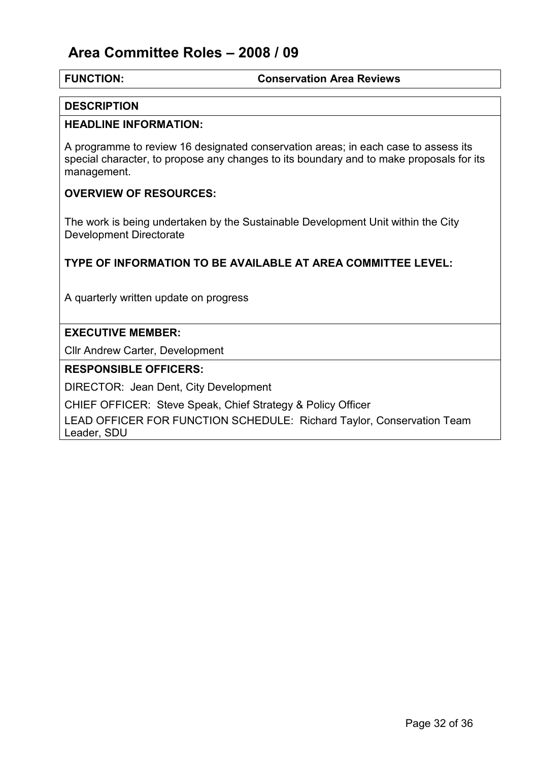# Area Committee Roles – 2008 / 09

**FUNCTION:** **Conservation Area Reviews**

**DESCRIPTION**

**HEADLINE INFORMATION:**

A programme to review 16 designated conservation areas; in each case to assess its special character, to propose any changes to its boundary and to make proposals for its management.

**OVERVIEW OF RESOURCES:**

The work is being undertaken by the Sustainable Development Unit within the City Development Directorate

**TYPE OF INFORMATION TO BE AVAILABLE AT AREA COMMITTEE LEVEL:**

A quarterly written update on progress

**EXECUTIVE MEMBER:**

Cllr Andrew Carter, Development

**RESPONSIBLE OFFICERS:**

DIRECTOR: Jean Dent, City Development

CHIEF OFFICER: Steve Speak, Chief Strategy & Policy Officer

LEAD OFFICER FOR FUNCTION SCHEDULE: Richard Taylor, Conservation Team Leader, SDU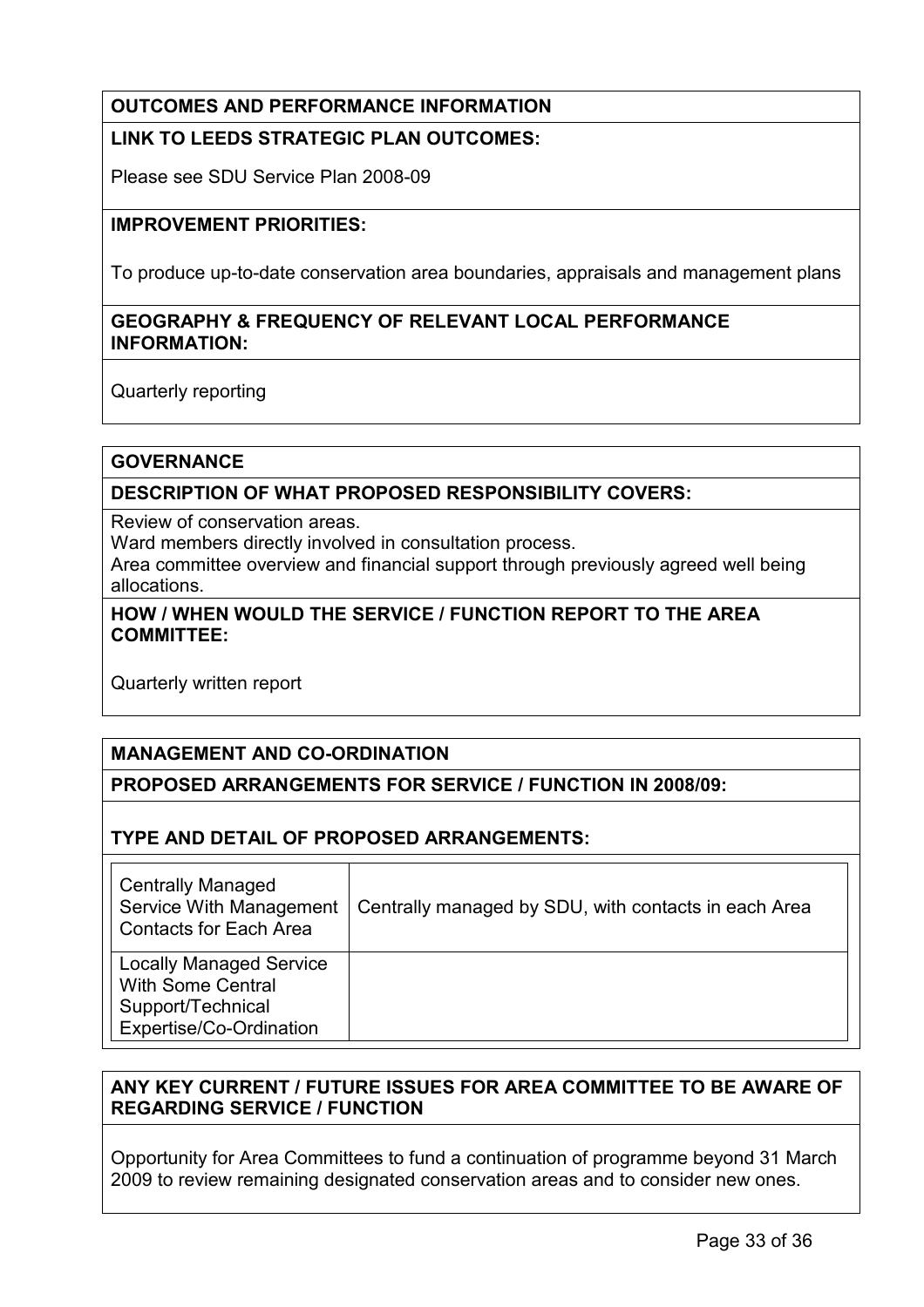## OUTCOMES AND PERFORMANCE INFORMATION

### LINK TO LEEDS STRATEGIC PLAN OUTCOMES:

Please see SDU Service Plan 2008-09

### IMPROVEMENT PRIORITIES:

To produce up-to-date conservation area boundaries, appraisals and management plans

### GEOGRAPHY & FREQUENCY OF RELEVANT LOCAL PERFORMANCE INFORMATION:

Quarterly reporting

## GOVERNANCE

### DESCRIPTION OF WHAT PROPOSED RESPONSIBILITY COVERS:

Review of conservation areas.
Ward members directly involved in consultation process.
Area committee overview and financial support through previously agreed well being allocations.

### HOW / WHEN WOULD THE SERVICE / FUNCTION REPORT TO THE AREA COMMITTEE:

Quarterly written report

## MANAGEMENT AND CO-ORDINATION

### PROPOSED ARRANGEMENTS FOR SERVICE / FUNCTION IN 2008/09:

### TYPE AND DETAIL OF PROPOSED ARRANGEMENTS:

| | |
|---|---|
| Centrally Managed Service With Management Contacts for Each Area | Centrally managed by SDU, with contacts in each Area |
| Locally Managed Service With Some Central Support/Technical Expertise/Co-Ordination | |

### ANY KEY CURRENT / FUTURE ISSUES FOR AREA COMMITTEE TO BE AWARE OF REGARDING SERVICE / FUNCTION

Opportunity for Area Committees to fund a continuation of programme beyond 31 March 2009 to review remaining designated conservation areas and to consider new ones.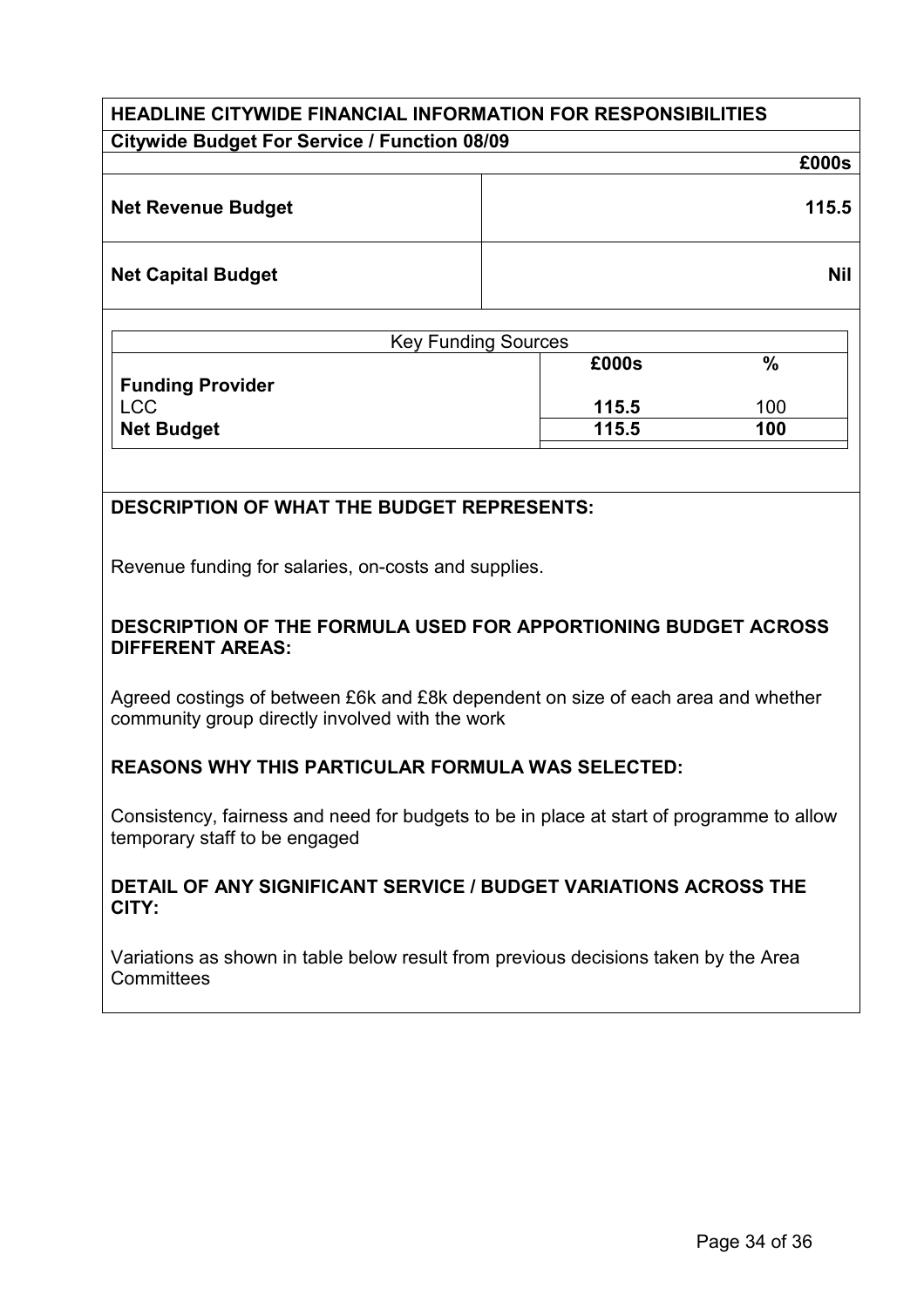## HEADLINE CITYWIDE FINANCIAL INFORMATION FOR RESPONSIBILITIES

**Citywide Budget For Service / Function 08/09**

| | £000s |
|---|---|
| **Net Revenue Budget** | **115.5** |
| **Net Capital Budget** | **Nil** |

| Key Funding Sources | | |
|---|---|---|
| **Funding Provider** | **£000s** | **%** |
| LCC | **115.5** | 100 |
| **Net Budget** | **115.5** | **100** |

### DESCRIPTION OF WHAT THE BUDGET REPRESENTS:

Revenue funding for salaries, on-costs and supplies.

### DESCRIPTION OF THE FORMULA USED FOR APPORTIONING BUDGET ACROSS DIFFERENT AREAS:

Agreed costings of between £6k and £8k dependent on size of each area and whether community group directly involved with the work

### REASONS WHY THIS PARTICULAR FORMULA WAS SELECTED:

Consistency, fairness and need for budgets to be in place at start of programme to allow temporary staff to be engaged

### DETAIL OF ANY SIGNIFICANT SERVICE / BUDGET VARIATIONS ACROSS THE CITY:

Variations as shown in table below result from previous decisions taken by the Area Committees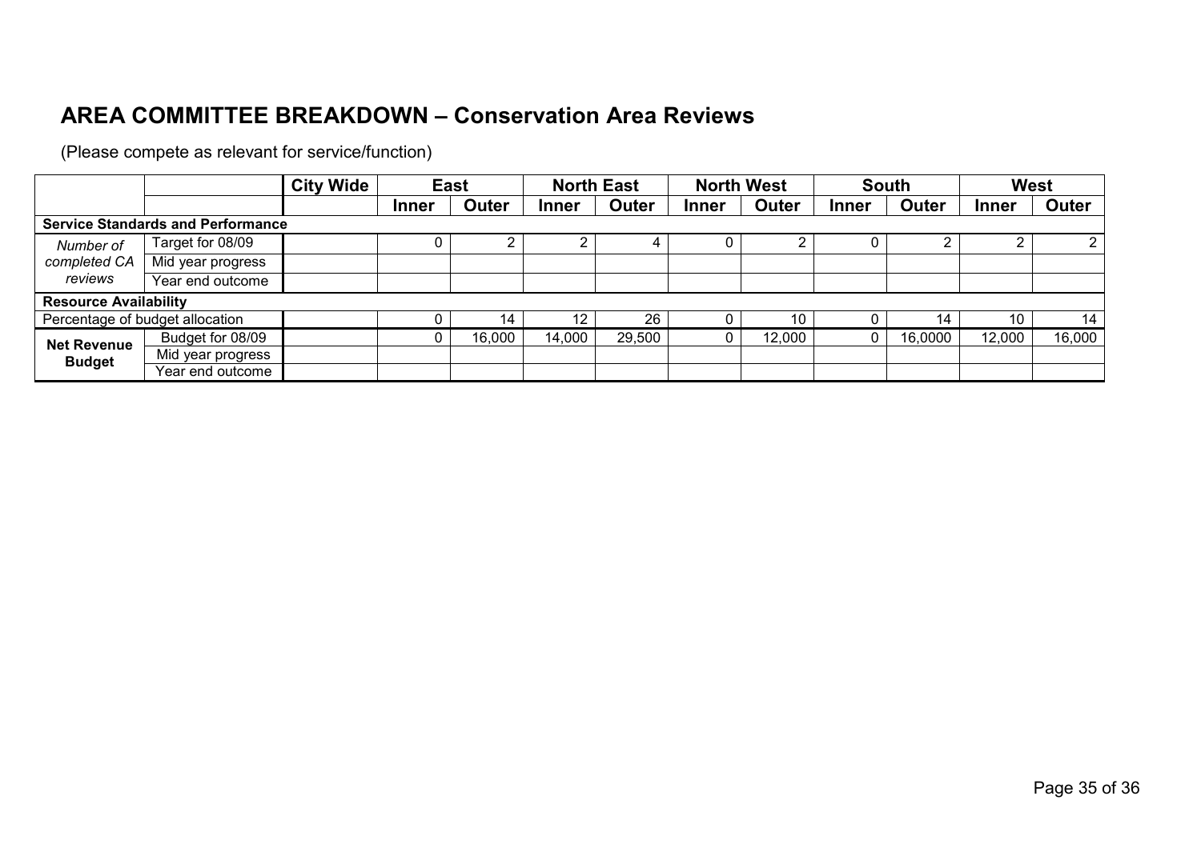## AREA COMMITTEE BREAKDOWN – Conservation Area Reviews

(Please compete as relevant for service/function)

| | | City Wide | East | | North East | | North West | | South | | West | |
|---|---|---|---|---|---|---|---|---|---|---|---|---|
| | | | **Inner** | **Outer** | **Inner** | **Outer** | **Inner** | **Outer** | **Inner** | **Outer** | **Inner** | **Outer** |
| **Service Standards and Performance** | | | | | | | | | | | | |
| *Number of completed CA reviews* | Target for 08/09 | | 0 | 2 | 2 | 4 | 0 | 2 | 0 | 2 | 2 | 2 |
| | Mid year progress | | | | | | | | | | | |
| | Year end outcome | | | | | | | | | | | |
| **Resource Availability** | | | | | | | | | | | | |
| Percentage of budget allocation | | | 0 | 14 | 12 | 26 | 0 | 10 | 0 | 14 | 10 | 14 |
| **Net Revenue Budget** | Budget for 08/09 | | 0 | 16,000 | 14,000 | 29,500 | 0 | 12,000 | 0 | 16,0000 | 12,000 | 16,000 |
| | Mid year progress | | | | | | | | | | | |
| | Year end outcome | | | | | | | | | | | |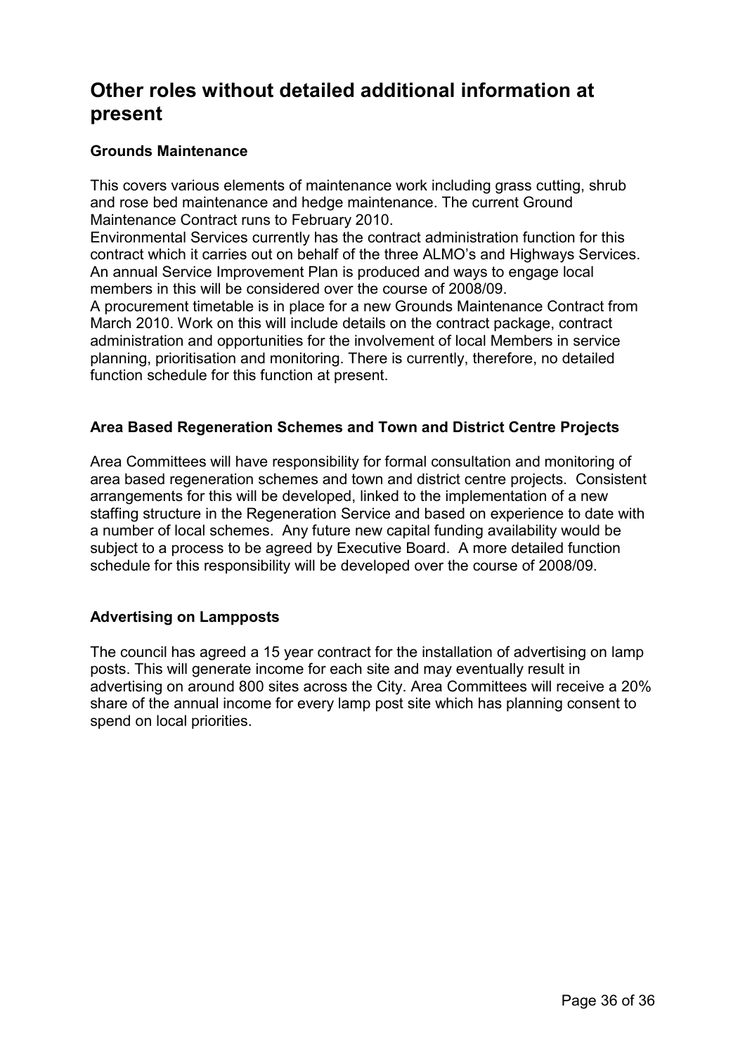# Other roles without detailed additional information at present

### Grounds Maintenance

This covers various elements of maintenance work including grass cutting, shrub and rose bed maintenance and hedge maintenance. The current Ground Maintenance Contract runs to February 2010.

Environmental Services currently has the contract administration function for this contract which it carries out on behalf of the three ALMO's and Highways Services. An annual Service Improvement Plan is produced and ways to engage local members in this will be considered over the course of 2008/09.

A procurement timetable is in place for a new Grounds Maintenance Contract from March 2010. Work on this will include details on the contract package, contract administration and opportunities for the involvement of local Members in service planning, prioritisation and monitoring. There is currently, therefore, no detailed function schedule for this function at present.

### Area Based Regeneration Schemes and Town and District Centre Projects

Area Committees will have responsibility for formal consultation and monitoring of area based regeneration schemes and town and district centre projects. Consistent arrangements for this will be developed, linked to the implementation of a new staffing structure in the Regeneration Service and based on experience to date with a number of local schemes. Any future new capital funding availability would be subject to a process to be agreed by Executive Board. A more detailed function schedule for this responsibility will be developed over the course of 2008/09.

### Advertising on Lampposts

The council has agreed a 15 year contract for the installation of advertising on lamp posts. This will generate income for each site and may eventually result in advertising on around 800 sites across the City. Area Committees will receive a 20% share of the annual income for every lamp post site which has planning consent to spend on local priorities.